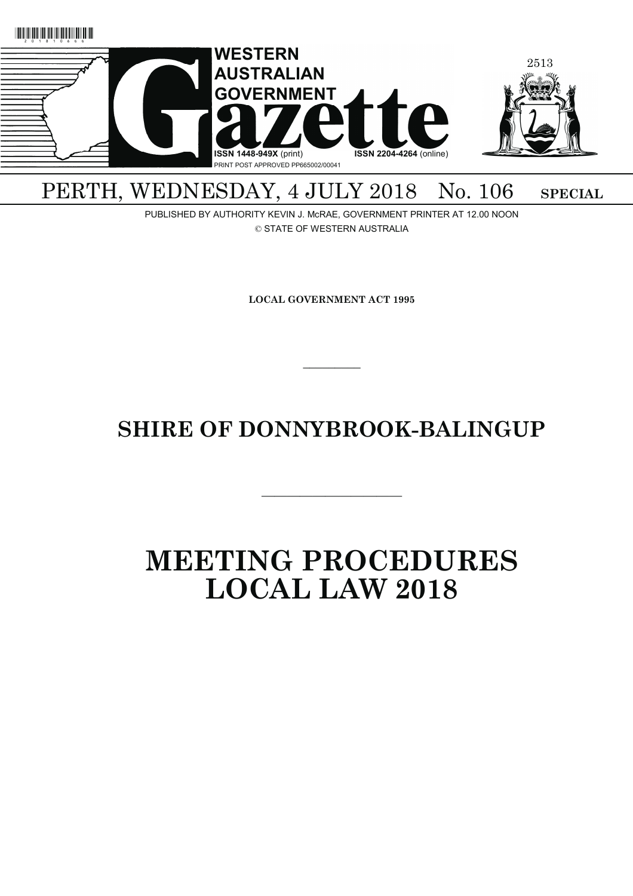# WESTERN AUSTRALIAN GOVERNMENT Gazette

ISSN 1448-949X (print) ISSN 2204-4264 (online)

PRINT POST APPROVED PP665002/00041

PERTH, WEDNESDAY, 4 JULY 2018 No. 106 **SPECIAL**

PUBLISHED BY AUTHORITY KEVIN J. McRAE, GOVERNMENT PRINTER AT 12.00 NOON

© STATE OF WESTERN AUSTRALIA

**LOCAL GOVERNMENT ACT 1995**

---

## SHIRE OF DONNYBROOK-BALINGUP

---

# MEETING PROCEDURES LOCAL LAW 2018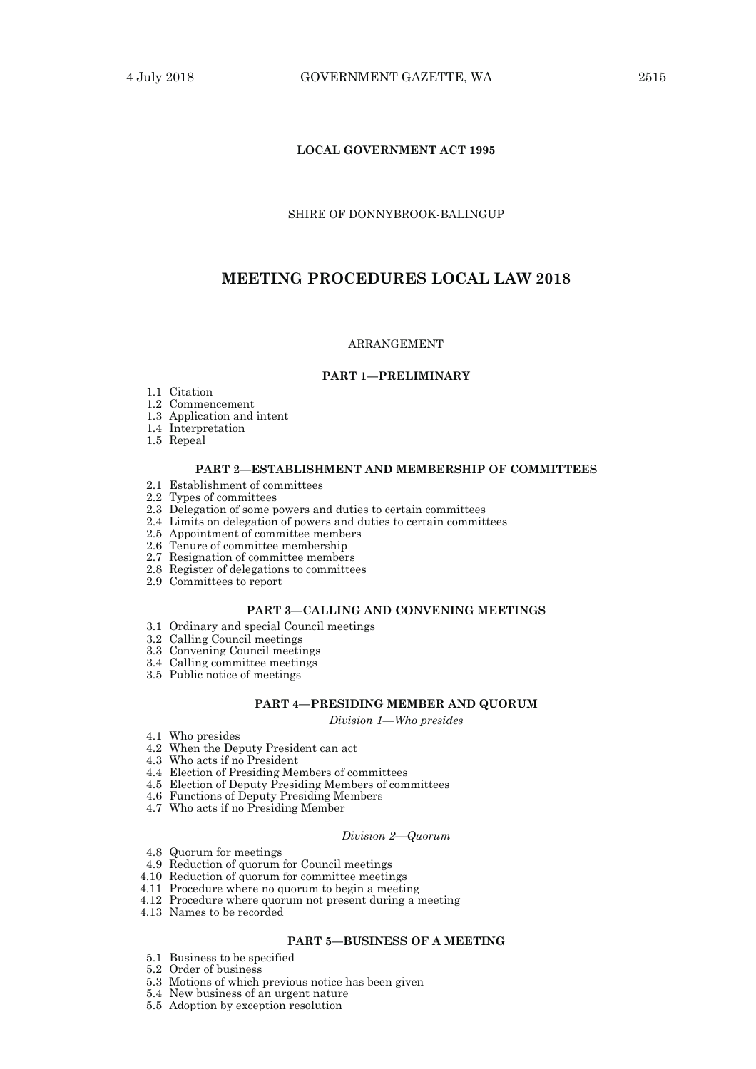**LOCAL GOVERNMENT ACT 1995**

SHIRE OF DONNYBROOK-BALINGUP

# MEETING PROCEDURES LOCAL LAW 2018

ARRANGEMENT

## PART 1—PRELIMINARY

1.1 Citation
1.2 Commencement
1.3 Application and intent
1.4 Interpretation
1.5 Repeal

## PART 2—ESTABLISHMENT AND MEMBERSHIP OF COMMITTEES

2.1 Establishment of committees
2.2 Types of committees
2.3 Delegation of some powers and duties to certain committees
2.4 Limits on delegation of powers and duties to certain committees
2.5 Appointment of committee members
2.6 Tenure of committee membership
2.7 Resignation of committee members
2.8 Register of delegations to committees
2.9 Committees to report

## PART 3—CALLING AND CONVENING MEETINGS

3.1 Ordinary and special Council meetings
3.2 Calling Council meetings
3.3 Convening Council meetings
3.4 Calling committee meetings
3.5 Public notice of meetings

## PART 4—PRESIDING MEMBER AND QUORUM

*Division 1—Who presides*

4.1 Who presides
4.2 When the Deputy President can act
4.3 Who acts if no President
4.4 Election of Presiding Members of committees
4.5 Election of Deputy Presiding Members of committees
4.6 Functions of Deputy Presiding Members
4.7 Who acts if no Presiding Member

*Division 2—Quorum*

4.8 Quorum for meetings
4.9 Reduction of quorum for Council meetings
4.10 Reduction of quorum for committee meetings
4.11 Procedure where no quorum to begin a meeting
4.12 Procedure where quorum not present during a meeting
4.13 Names to be recorded

## PART 5—BUSINESS OF A MEETING

5.1 Business to be specified
5.2 Order of business
5.3 Motions of which previous notice has been given
5.4 New business of an urgent nature
5.5 Adoption by exception resolution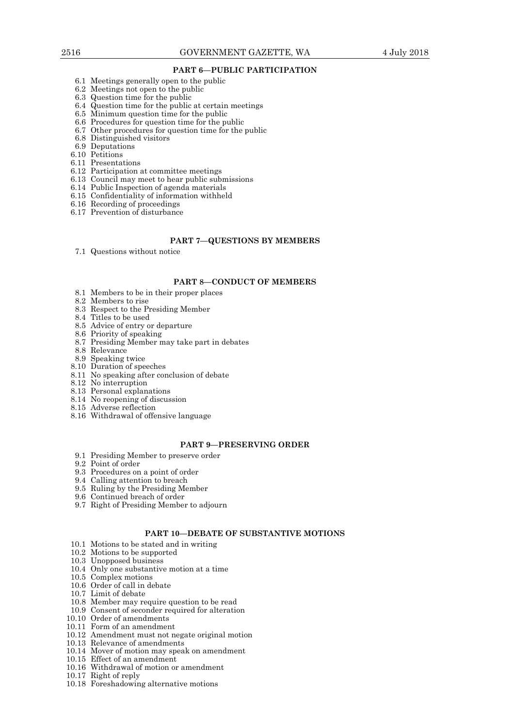## PART 6—PUBLIC PARTICIPATION

6.1 Meetings generally open to the public
6.2 Meetings not open to the public
6.3 Question time for the public
6.4 Question time for the public at certain meetings
6.5 Minimum question time for the public
6.6 Procedures for question time for the public
6.7 Other procedures for question time for the public
6.8 Distinguished visitors
6.9 Deputations
6.10 Petitions
6.11 Presentations
6.12 Participation at committee meetings
6.13 Council may meet to hear public submissions
6.14 Public Inspection of agenda materials
6.15 Confidentiality of information withheld
6.16 Recording of proceedings
6.17 Prevention of disturbance

## PART 7—QUESTIONS BY MEMBERS

7.1 Questions without notice

## PART 8—CONDUCT OF MEMBERS

8.1 Members to be in their proper places
8.2 Members to rise
8.3 Respect to the Presiding Member
8.4 Titles to be used
8.5 Advice of entry or departure
8.6 Priority of speaking
8.7 Presiding Member may take part in debates
8.8 Relevance
8.9 Speaking twice
8.10 Duration of speeches
8.11 No speaking after conclusion of debate
8.12 No interruption
8.13 Personal explanations
8.14 No reopening of discussion
8.15 Adverse reflection
8.16 Withdrawal of offensive language

## PART 9—PRESERVING ORDER

9.1 Presiding Member to preserve order
9.2 Point of order
9.3 Procedures on a point of order
9.4 Calling attention to breach
9.5 Ruling by the Presiding Member
9.6 Continued breach of order
9.7 Right of Presiding Member to adjourn

## PART 10—DEBATE OF SUBSTANTIVE MOTIONS

10.1 Motions to be stated and in writing
10.2 Motions to be supported
10.3 Unopposed business
10.4 Only one substantive motion at a time
10.5 Complex motions
10.6 Order of call in debate
10.7 Limit of debate
10.8 Member may require question to be read
10.9 Consent of seconder required for alteration
10.10 Order of amendments
10.11 Form of an amendment
10.12 Amendment must not negate original motion
10.13 Relevance of amendments
10.14 Mover of motion may speak on amendment
10.15 Effect of an amendment
10.16 Withdrawal of motion or amendment
10.17 Right of reply
10.18 Foreshadowing alternative motions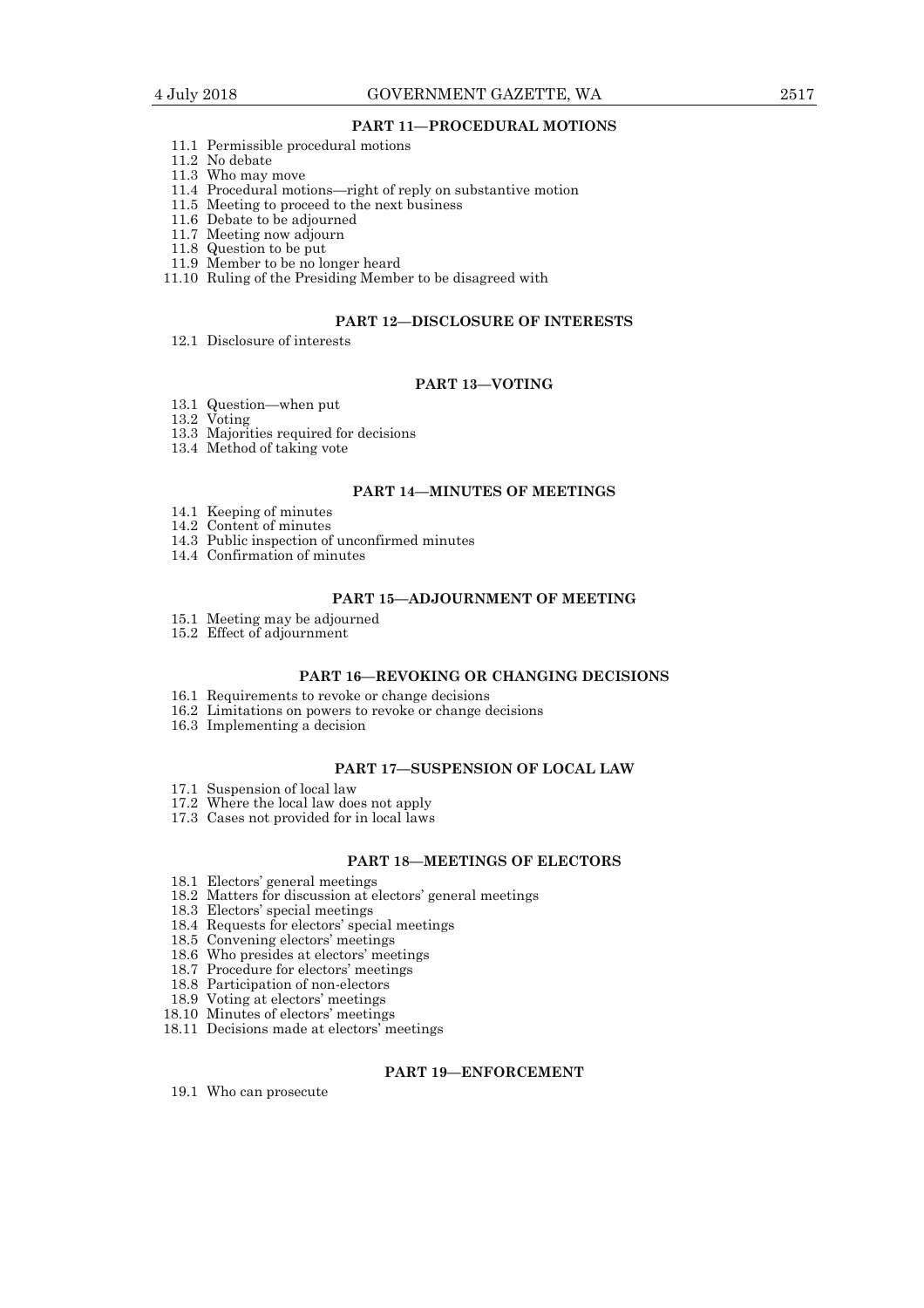## PART 11—PROCEDURAL MOTIONS

11.1 Permissible procedural motions
11.2 No debate
11.3 Who may move
11.4 Procedural motions—right of reply on substantive motion
11.5 Meeting to proceed to the next business
11.6 Debate to be adjourned
11.7 Meeting now adjourn
11.8 Question to be put
11.9 Member to be no longer heard
11.10 Ruling of the Presiding Member to be disagreed with

## PART 12—DISCLOSURE OF INTERESTS

12.1 Disclosure of interests

## PART 13—VOTING

13.1 Question—when put
13.2 Voting
13.3 Majorities required for decisions
13.4 Method of taking vote

## PART 14—MINUTES OF MEETINGS

14.1 Keeping of minutes
14.2 Content of minutes
14.3 Public inspection of unconfirmed minutes
14.4 Confirmation of minutes

## PART 15—ADJOURNMENT OF MEETING

15.1 Meeting may be adjourned
15.2 Effect of adjournment

## PART 16—REVOKING OR CHANGING DECISIONS

16.1 Requirements to revoke or change decisions
16.2 Limitations on powers to revoke or change decisions
16.3 Implementing a decision

## PART 17—SUSPENSION OF LOCAL LAW

17.1 Suspension of local law
17.2 Where the local law does not apply
17.3 Cases not provided for in local laws

## PART 18—MEETINGS OF ELECTORS

18.1 Electors' general meetings
18.2 Matters for discussion at electors' general meetings
18.3 Electors' special meetings
18.4 Requests for electors' special meetings
18.5 Convening electors' meetings
18.6 Who presides at electors' meetings
18.7 Procedure for electors' meetings
18.8 Participation of non-electors
18.9 Voting at electors' meetings
18.10 Minutes of electors' meetings
18.11 Decisions made at electors' meetings

## PART 19—ENFORCEMENT

19.1 Who can prosecute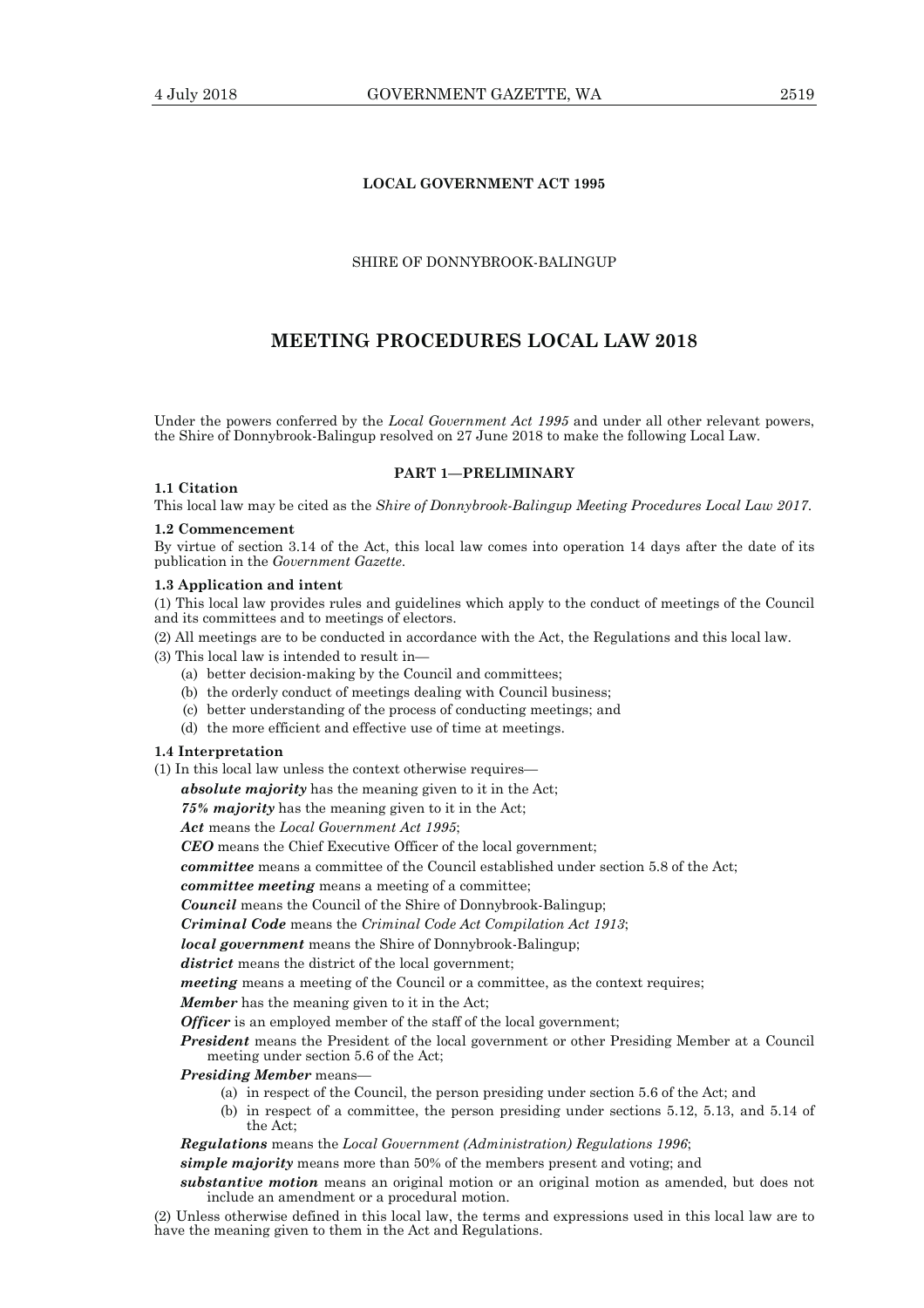**LOCAL GOVERNMENT ACT 1995**

SHIRE OF DONNYBROOK-BALINGUP

# MEETING PROCEDURES LOCAL LAW 2018

Under the powers conferred by the *Local Government Act 1995* and under all other relevant powers, the Shire of Donnybrook-Balingup resolved on 27 June 2018 to make the following Local Law.

## PART 1—PRELIMINARY

**1.1 Citation**

This local law may be cited as the *Shire of Donnybrook-Balingup Meeting Procedures Local Law 2017*.

**1.2 Commencement**

By virtue of section 3.14 of the Act, this local law comes into operation 14 days after the date of its publication in the *Government Gazette*.

**1.3 Application and intent**

(1) This local law provides rules and guidelines which apply to the conduct of meetings of the Council and its committees and to meetings of electors.

(2) All meetings are to be conducted in accordance with the Act, the Regulations and this local law.

(3) This local law is intended to result in—

- (a) better decision-making by the Council and committees;
- (b) the orderly conduct of meetings dealing with Council business;
- (c) better understanding of the process of conducting meetings; and
- (d) the more efficient and effective use of time at meetings.

**1.4 Interpretation**

(1) In this local law unless the context otherwise requires—

***absolute majority*** has the meaning given to it in the Act;

***75% majority*** has the meaning given to it in the Act;

***Act*** means the *Local Government Act 1995*;

***CEO*** means the Chief Executive Officer of the local government;

***committee*** means a committee of the Council established under section 5.8 of the Act;

***committee meeting*** means a meeting of a committee;

***Council*** means the Council of the Shire of Donnybrook-Balingup;

***Criminal Code*** means the *Criminal Code Act Compilation Act 1913*;

***local government*** means the Shire of Donnybrook-Balingup;

***district*** means the district of the local government;

***meeting*** means a meeting of the Council or a committee, as the context requires;

***Member*** has the meaning given to it in the Act;

***Officer*** is an employed member of the staff of the local government;

***President*** means the President of the local government or other Presiding Member at a Council meeting under section 5.6 of the Act;

***Presiding Member*** means—

- (a) in respect of the Council, the person presiding under section 5.6 of the Act; and
- (b) in respect of a committee, the person presiding under sections 5.12, 5.13, and 5.14 of the Act;

***Regulations*** means the *Local Government (Administration) Regulations 1996*;

***simple majority*** means more than 50% of the members present and voting; and

***substantive motion*** means an original motion or an original motion as amended, but does not include an amendment or a procedural motion.

(2) Unless otherwise defined in this local law, the terms and expressions used in this local law are to have the meaning given to them in the Act and Regulations.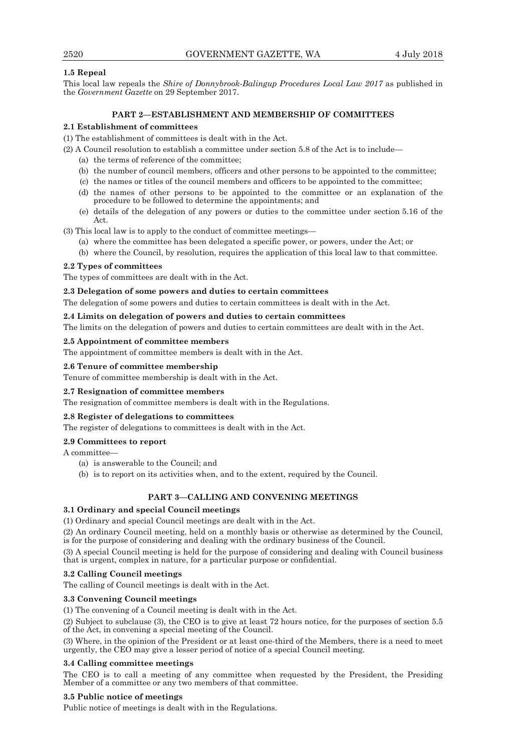### 1.5 Repeal

This local law repeals the *Shire of Donnybrook-Balingup Procedures Local Law 2017* as published in the *Government Gazette* on 29 September 2017.

## PART 2—ESTABLISHMENT AND MEMBERSHIP OF COMMITTEES

### 2.1 Establishment of committees

(1) The establishment of committees is dealt with in the Act.

(2) A Council resolution to establish a committee under section 5.8 of the Act is to include—

- (a) the terms of reference of the committee;
- (b) the number of council members, officers and other persons to be appointed to the committee;
- (c) the names or titles of the council members and officers to be appointed to the committee;
- (d) the names of other persons to be appointed to the committee or an explanation of the procedure to be followed to determine the appointments; and
- (e) details of the delegation of any powers or duties to the committee under section 5.16 of the Act.

(3) This local law is to apply to the conduct of committee meetings—

- (a) where the committee has been delegated a specific power, or powers, under the Act; or
- (b) where the Council, by resolution, requires the application of this local law to that committee.

### 2.2 Types of committees

The types of committees are dealt with in the Act.

### 2.3 Delegation of some powers and duties to certain committees

The delegation of some powers and duties to certain committees is dealt with in the Act.

### 2.4 Limits on delegation of powers and duties to certain committees

The limits on the delegation of powers and duties to certain committees are dealt with in the Act.

### 2.5 Appointment of committee members

The appointment of committee members is dealt with in the Act.

### 2.6 Tenure of committee membership

Tenure of committee membership is dealt with in the Act.

### 2.7 Resignation of committee members

The resignation of committee members is dealt with in the Regulations.

### 2.8 Register of delegations to committees

The register of delegations to committees is dealt with in the Act.

### 2.9 Committees to report

A committee—

- (a) is answerable to the Council; and
- (b) is to report on its activities when, and to the extent, required by the Council.

## PART 3—CALLING AND CONVENING MEETINGS

### 3.1 Ordinary and special Council meetings

(1) Ordinary and special Council meetings are dealt with in the Act.

(2) An ordinary Council meeting, held on a monthly basis or otherwise as determined by the Council, is for the purpose of considering and dealing with the ordinary business of the Council.

(3) A special Council meeting is held for the purpose of considering and dealing with Council business that is urgent, complex in nature, for a particular purpose or confidential.

### 3.2 Calling Council meetings

The calling of Council meetings is dealt with in the Act.

### 3.3 Convening Council meetings

(1) The convening of a Council meeting is dealt with in the Act.

(2) Subject to subclause (3), the CEO is to give at least 72 hours notice, for the purposes of section 5.5 of the Act, in convening a special meeting of the Council.

(3) Where, in the opinion of the President or at least one-third of the Members, there is a need to meet urgently, the CEO may give a lesser period of notice of a special Council meeting.

### 3.4 Calling committee meetings

The CEO is to call a meeting of any committee when requested by the President, the Presiding Member of a committee or any two members of that committee.

### 3.5 Public notice of meetings

Public notice of meetings is dealt with in the Regulations.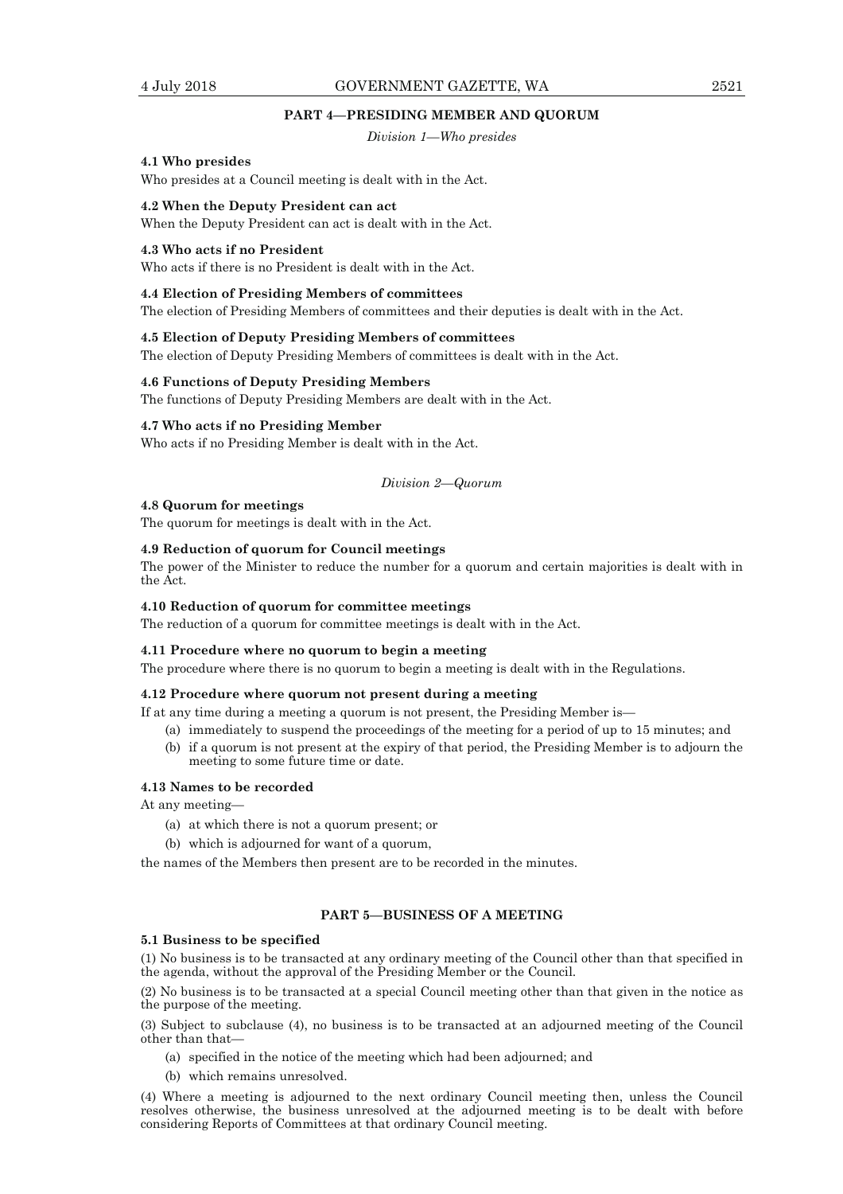## PART 4—PRESIDING MEMBER AND QUORUM

*Division 1—Who presides*

**4.1 Who presides**

Who presides at a Council meeting is dealt with in the Act.

**4.2 When the Deputy President can act**

When the Deputy President can act is dealt with in the Act.

**4.3 Who acts if no President**

Who acts if there is no President is dealt with in the Act.

**4.4 Election of Presiding Members of committees**

The election of Presiding Members of committees and their deputies is dealt with in the Act.

**4.5 Election of Deputy Presiding Members of committees**

The election of Deputy Presiding Members of committees is dealt with in the Act.

**4.6 Functions of Deputy Presiding Members**

The functions of Deputy Presiding Members are dealt with in the Act.

**4.7 Who acts if no Presiding Member**

Who acts if no Presiding Member is dealt with in the Act.

*Division 2—Quorum*

**4.8 Quorum for meetings**

The quorum for meetings is dealt with in the Act.

**4.9 Reduction of quorum for Council meetings**

The power of the Minister to reduce the number for a quorum and certain majorities is dealt with in the Act.

**4.10 Reduction of quorum for committee meetings**

The reduction of a quorum for committee meetings is dealt with in the Act.

**4.11 Procedure where no quorum to begin a meeting**

The procedure where there is no quorum to begin a meeting is dealt with in the Regulations.

**4.12 Procedure where quorum not present during a meeting**

If at any time during a meeting a quorum is not present, the Presiding Member is—

- (a) immediately to suspend the proceedings of the meeting for a period of up to 15 minutes; and
- (b) if a quorum is not present at the expiry of that period, the Presiding Member is to adjourn the meeting to some future time or date.

**4.13 Names to be recorded**

At any meeting—

- (a) at which there is not a quorum present; or
- (b) which is adjourned for want of a quorum,

the names of the Members then present are to be recorded in the minutes.

## PART 5—BUSINESS OF A MEETING

**5.1 Business to be specified**

(1) No business is to be transacted at any ordinary meeting of the Council other than that specified in the agenda, without the approval of the Presiding Member or the Council.

(2) No business is to be transacted at a special Council meeting other than that given in the notice as the purpose of the meeting.

(3) Subject to subclause (4), no business is to be transacted at an adjourned meeting of the Council other than that—

- (a) specified in the notice of the meeting which had been adjourned; and
- (b) which remains unresolved.

(4) Where a meeting is adjourned to the next ordinary Council meeting then, unless the Council resolves otherwise, the business unresolved at the adjourned meeting is to be dealt with before considering Reports of Committees at that ordinary Council meeting.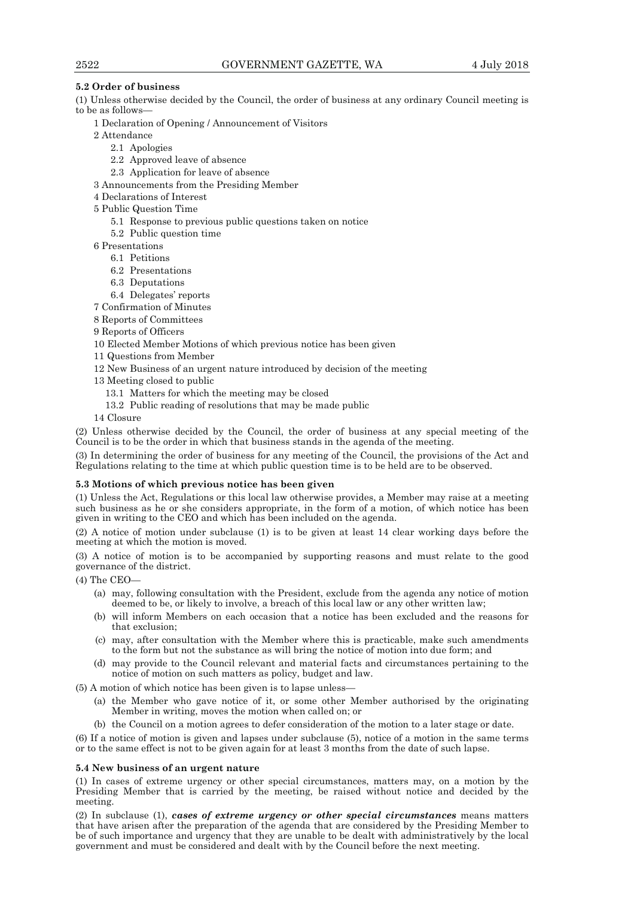**5.2 Order of business**

(1) Unless otherwise decided by the Council, the order of business at any ordinary Council meeting is to be as follows—

1 Declaration of Opening / Announcement of Visitors

2 Attendance

  2.1 Apologies

  2.2 Approved leave of absence

  2.3 Application for leave of absence

3 Announcements from the Presiding Member

4 Declarations of Interest

5 Public Question Time

  5.1 Response to previous public questions taken on notice

  5.2 Public question time

6 Presentations

  6.1 Petitions

  6.2 Presentations

  6.3 Deputations

  6.4 Delegates' reports

7 Confirmation of Minutes

8 Reports of Committees

9 Reports of Officers

10 Elected Member Motions of which previous notice has been given

11 Questions from Member

12 New Business of an urgent nature introduced by decision of the meeting

13 Meeting closed to public

  13.1 Matters for which the meeting may be closed

  13.2 Public reading of resolutions that may be made public

14 Closure

(2) Unless otherwise decided by the Council, the order of business at any special meeting of the Council is to be the order in which that business stands in the agenda of the meeting.

(3) In determining the order of business for any meeting of the Council, the provisions of the Act and Regulations relating to the time at which public question time is to be held are to be observed.

**5.3 Motions of which previous notice has been given**

(1) Unless the Act, Regulations or this local law otherwise provides, a Member may raise at a meeting such business as he or she considers appropriate, in the form of a motion, of which notice has been given in writing to the CEO and which has been included on the agenda.

(2) A notice of motion under subclause (1) is to be given at least 14 clear working days before the meeting at which the motion is moved.

(3) A notice of motion is to be accompanied by supporting reasons and must relate to the good governance of the district.

(4) The CEO—

- (a) may, following consultation with the President, exclude from the agenda any notice of motion deemed to be, or likely to involve, a breach of this local law or any other written law;
- (b) will inform Members on each occasion that a notice has been excluded and the reasons for that exclusion;
- (c) may, after consultation with the Member where this is practicable, make such amendments to the form but not the substance as will bring the notice of motion into due form; and
- (d) may provide to the Council relevant and material facts and circumstances pertaining to the notice of motion on such matters as policy, budget and law.

(5) A motion of which notice has been given is to lapse unless—

- (a) the Member who gave notice of it, or some other Member authorised by the originating Member in writing, moves the motion when called on; or
- (b) the Council on a motion agrees to defer consideration of the motion to a later stage or date.

(6) If a notice of motion is given and lapses under subclause (5), notice of a motion in the same terms or to the same effect is not to be given again for at least 3 months from the date of such lapse.

**5.4 New business of an urgent nature**

(1) In cases of extreme urgency or other special circumstances, matters may, on a motion by the Presiding Member that is carried by the meeting, be raised without notice and decided by the meeting.

(2) In subclause (1), ***cases of extreme urgency or other special circumstances*** means matters that have arisen after the preparation of the agenda that are considered by the Presiding Member to be of such importance and urgency that they are unable to be dealt with administratively by the local government and must be considered and dealt with by the Council before the next meeting.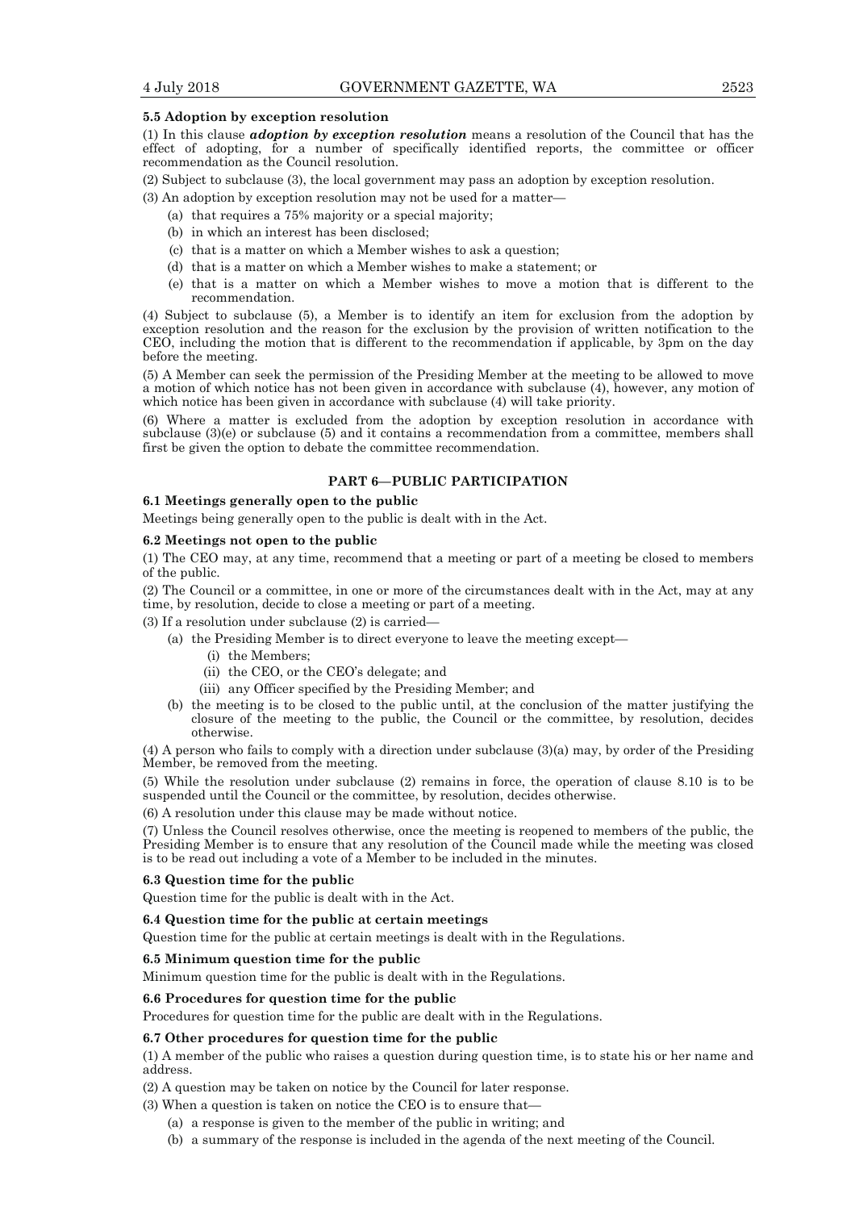**5.5 Adoption by exception resolution**

(1) In this clause ***adoption by exception resolution*** means a resolution of the Council that has the effect of adopting, for a number of specifically identified reports, the committee or officer recommendation as the Council resolution.

(2) Subject to subclause (3), the local government may pass an adoption by exception resolution.

(3) An adoption by exception resolution may not be used for a matter—

- (a) that requires a 75% majority or a special majority;
- (b) in which an interest has been disclosed;
- (c) that is a matter on which a Member wishes to ask a question;
- (d) that is a matter on which a Member wishes to make a statement; or
- (e) that is a matter on which a Member wishes to move a motion that is different to the recommendation.

(4) Subject to subclause (5), a Member is to identify an item for exclusion from the adoption by exception resolution and the reason for the exclusion by the provision of written notification to the CEO, including the motion that is different to the recommendation if applicable, by 3pm on the day before the meeting.

(5) A Member can seek the permission of the Presiding Member at the meeting to be allowed to move a motion of which notice has not been given in accordance with subclause (4), however, any motion of which notice has been given in accordance with subclause (4) will take priority.

(6) Where a matter is excluded from the adoption by exception resolution in accordance with subclause (3)(e) or subclause (5) and it contains a recommendation from a committee, members shall first be given the option to debate the committee recommendation.

## PART 6—PUBLIC PARTICIPATION

**6.1 Meetings generally open to the public**

Meetings being generally open to the public is dealt with in the Act.

**6.2 Meetings not open to the public**

(1) The CEO may, at any time, recommend that a meeting or part of a meeting be closed to members of the public.

(2) The Council or a committee, in one or more of the circumstances dealt with in the Act, may at any time, by resolution, decide to close a meeting or part of a meeting.

(3) If a resolution under subclause (2) is carried—

- (a) the Presiding Member is to direct everyone to leave the meeting except—
  - (i) the Members;
  - (ii) the CEO, or the CEO's delegate; and
  - (iii) any Officer specified by the Presiding Member; and
- (b) the meeting is to be closed to the public until, at the conclusion of the matter justifying the closure of the meeting to the public, the Council or the committee, by resolution, decides otherwise.

(4) A person who fails to comply with a direction under subclause (3)(a) may, by order of the Presiding Member, be removed from the meeting.

(5) While the resolution under subclause (2) remains in force, the operation of clause 8.10 is to be suspended until the Council or the committee, by resolution, decides otherwise.

(6) A resolution under this clause may be made without notice.

(7) Unless the Council resolves otherwise, once the meeting is reopened to members of the public, the Presiding Member is to ensure that any resolution of the Council made while the meeting was closed is to be read out including a vote of a Member to be included in the minutes.

**6.3 Question time for the public**

Question time for the public is dealt with in the Act.

**6.4 Question time for the public at certain meetings**

Question time for the public at certain meetings is dealt with in the Regulations.

**6.5 Minimum question time for the public**

Minimum question time for the public is dealt with in the Regulations.

**6.6 Procedures for question time for the public**

Procedures for question time for the public are dealt with in the Regulations.

**6.7 Other procedures for question time for the public**

(1) A member of the public who raises a question during question time, is to state his or her name and address.

(2) A question may be taken on notice by the Council for later response.

(3) When a question is taken on notice the CEO is to ensure that—

- (a) a response is given to the member of the public in writing; and
- (b) a summary of the response is included in the agenda of the next meeting of the Council.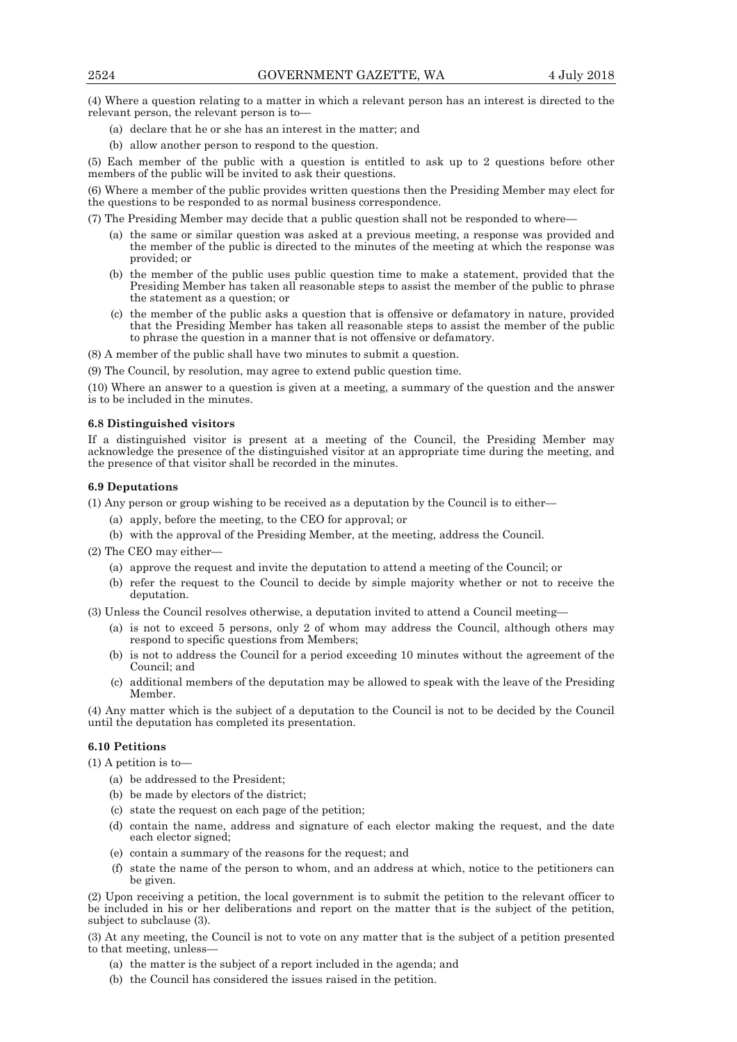(4) Where a question relating to a matter in which a relevant person has an interest is directed to the relevant person, the relevant person is to—

(a) declare that he or she has an interest in the matter; and

(b) allow another person to respond to the question.

(5) Each member of the public with a question is entitled to ask up to 2 questions before other members of the public will be invited to ask their questions.

(6) Where a member of the public provides written questions then the Presiding Member may elect for the questions to be responded to as normal business correspondence.

(7) The Presiding Member may decide that a public question shall not be responded to where—

(a) the same or similar question was asked at a previous meeting, a response was provided and the member of the public is directed to the minutes of the meeting at which the response was provided; or

(b) the member of the public uses public question time to make a statement, provided that the Presiding Member has taken all reasonable steps to assist the member of the public to phrase the statement as a question; or

(c) the member of the public asks a question that is offensive or defamatory in nature, provided that the Presiding Member has taken all reasonable steps to assist the member of the public to phrase the question in a manner that is not offensive or defamatory.

(8) A member of the public shall have two minutes to submit a question.

(9) The Council, by resolution, may agree to extend public question time.

(10) Where an answer to a question is given at a meeting, a summary of the question and the answer is to be included in the minutes.

**6.8 Distinguished visitors**

If a distinguished visitor is present at a meeting of the Council, the Presiding Member may acknowledge the presence of the distinguished visitor at an appropriate time during the meeting, and the presence of that visitor shall be recorded in the minutes.

**6.9 Deputations**

(1) Any person or group wishing to be received as a deputation by the Council is to either—

(a) apply, before the meeting, to the CEO for approval; or

(b) with the approval of the Presiding Member, at the meeting, address the Council.

(2) The CEO may either—

(a) approve the request and invite the deputation to attend a meeting of the Council; or

(b) refer the request to the Council to decide by simple majority whether or not to receive the deputation.

(3) Unless the Council resolves otherwise, a deputation invited to attend a Council meeting—

(a) is not to exceed 5 persons, only 2 of whom may address the Council, although others may respond to specific questions from Members;

(b) is not to address the Council for a period exceeding 10 minutes without the agreement of the Council; and

(c) additional members of the deputation may be allowed to speak with the leave of the Presiding Member.

(4) Any matter which is the subject of a deputation to the Council is not to be decided by the Council until the deputation has completed its presentation.

**6.10 Petitions**

(1) A petition is to—

(a) be addressed to the President;

(b) be made by electors of the district;

(c) state the request on each page of the petition;

(d) contain the name, address and signature of each elector making the request, and the date each elector signed;

(e) contain a summary of the reasons for the request; and

(f) state the name of the person to whom, and an address at which, notice to the petitioners can be given.

(2) Upon receiving a petition, the local government is to submit the petition to the relevant officer to be included in his or her deliberations and report on the matter that is the subject of the petition, subject to subclause (3).

(3) At any meeting, the Council is not to vote on any matter that is the subject of a petition presented to that meeting, unless—

(a) the matter is the subject of a report included in the agenda; and

(b) the Council has considered the issues raised in the petition.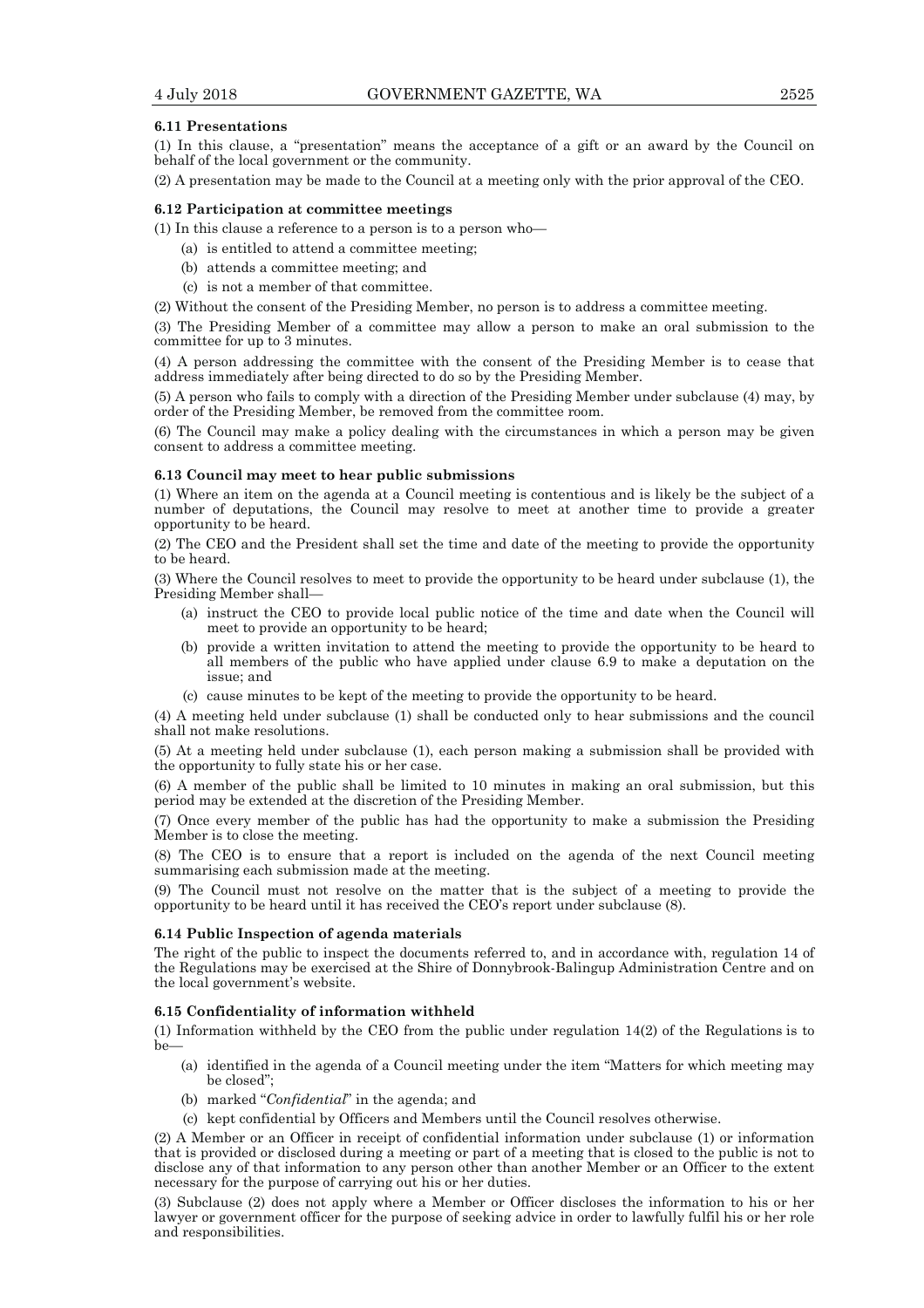#### 6.11 Presentations

(1) In this clause, a "presentation" means the acceptance of a gift or an award by the Council on behalf of the local government or the community.

(2) A presentation may be made to the Council at a meeting only with the prior approval of the CEO.

#### 6.12 Participation at committee meetings

(1) In this clause a reference to a person is to a person who—

- (a) is entitled to attend a committee meeting;
- (b) attends a committee meeting; and
- (c) is not a member of that committee.

(2) Without the consent of the Presiding Member, no person is to address a committee meeting.

(3) The Presiding Member of a committee may allow a person to make an oral submission to the committee for up to 3 minutes.

(4) A person addressing the committee with the consent of the Presiding Member is to cease that address immediately after being directed to do so by the Presiding Member.

(5) A person who fails to comply with a direction of the Presiding Member under subclause (4) may, by order of the Presiding Member, be removed from the committee room.

(6) The Council may make a policy dealing with the circumstances in which a person may be given consent to address a committee meeting.

#### 6.13 Council may meet to hear public submissions

(1) Where an item on the agenda at a Council meeting is contentious and is likely be the subject of a number of deputations, the Council may resolve to meet at another time to provide a greater opportunity to be heard.

(2) The CEO and the President shall set the time and date of the meeting to provide the opportunity to be heard.

(3) Where the Council resolves to meet to provide the opportunity to be heard under subclause (1), the Presiding Member shall—

- (a) instruct the CEO to provide local public notice of the time and date when the Council will meet to provide an opportunity to be heard;
- (b) provide a written invitation to attend the meeting to provide the opportunity to be heard to all members of the public who have applied under clause 6.9 to make a deputation on the issue; and
- (c) cause minutes to be kept of the meeting to provide the opportunity to be heard.

(4) A meeting held under subclause (1) shall be conducted only to hear submissions and the council shall not make resolutions.

(5) At a meeting held under subclause (1), each person making a submission shall be provided with the opportunity to fully state his or her case.

(6) A member of the public shall be limited to 10 minutes in making an oral submission, but this period may be extended at the discretion of the Presiding Member.

(7) Once every member of the public has had the opportunity to make a submission the Presiding Member is to close the meeting.

(8) The CEO is to ensure that a report is included on the agenda of the next Council meeting summarising each submission made at the meeting.

(9) The Council must not resolve on the matter that is the subject of a meeting to provide the opportunity to be heard until it has received the CEO's report under subclause (8).

#### 6.14 Public Inspection of agenda materials

The right of the public to inspect the documents referred to, and in accordance with, regulation 14 of the Regulations may be exercised at the Shire of Donnybrook-Balingup Administration Centre and on the local government's website.

#### 6.15 Confidentiality of information withheld

(1) Information withheld by the CEO from the public under regulation 14(2) of the Regulations is to be—

- (a) identified in the agenda of a Council meeting under the item "Matters for which meeting may be closed";
- (b) marked "*Confidential*" in the agenda; and
- (c) kept confidential by Officers and Members until the Council resolves otherwise.

(2) A Member or an Officer in receipt of confidential information under subclause (1) or information that is provided or disclosed during a meeting or part of a meeting that is closed to the public is not to disclose any of that information to any person other than another Member or an Officer to the extent necessary for the purpose of carrying out his or her duties.

(3) Subclause (2) does not apply where a Member or Officer discloses the information to his or her lawyer or government officer for the purpose of seeking advice in order to lawfully fulfil his or her role and responsibilities.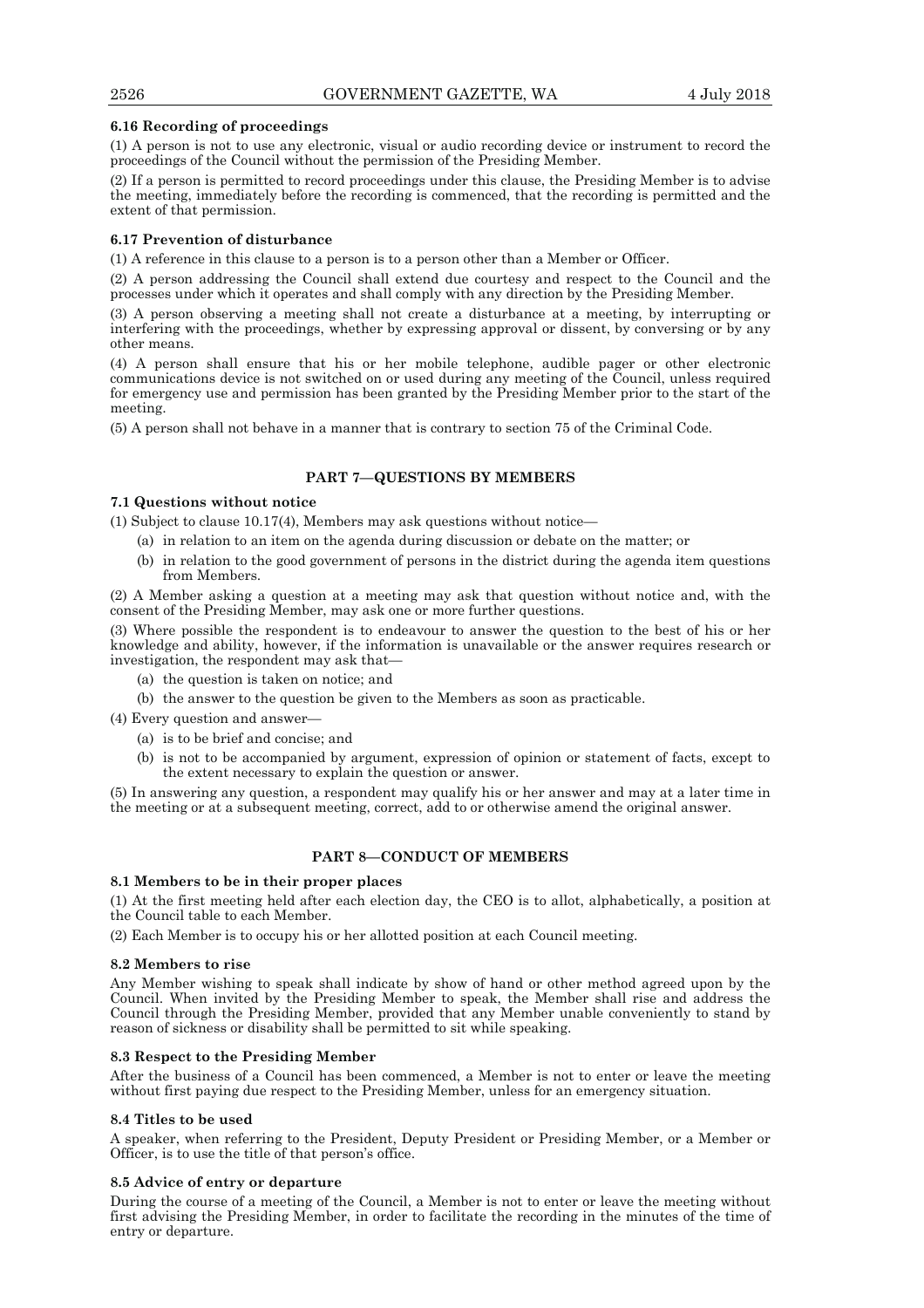### 6.16 Recording of proceedings

(1) A person is not to use any electronic, visual or audio recording device or instrument to record the proceedings of the Council without the permission of the Presiding Member.

(2) If a person is permitted to record proceedings under this clause, the Presiding Member is to advise the meeting, immediately before the recording is commenced, that the recording is permitted and the extent of that permission.

### 6.17 Prevention of disturbance

(1) A reference in this clause to a person is to a person other than a Member or Officer.

(2) A person addressing the Council shall extend due courtesy and respect to the Council and the processes under which it operates and shall comply with any direction by the Presiding Member.

(3) A person observing a meeting shall not create a disturbance at a meeting, by interrupting or interfering with the proceedings, whether by expressing approval or dissent, by conversing or by any other means.

(4) A person shall ensure that his or her mobile telephone, audible pager or other electronic communications device is not switched on or used during any meeting of the Council, unless required for emergency use and permission has been granted by the Presiding Member prior to the start of the meeting.

(5) A person shall not behave in a manner that is contrary to section 75 of the Criminal Code.

## PART 7—QUESTIONS BY MEMBERS

### 7.1 Questions without notice

(1) Subject to clause 10.17(4), Members may ask questions without notice—

- (a) in relation to an item on the agenda during discussion or debate on the matter; or
- (b) in relation to the good government of persons in the district during the agenda item questions from Members.

(2) A Member asking a question at a meeting may ask that question without notice and, with the consent of the Presiding Member, may ask one or more further questions.

(3) Where possible the respondent is to endeavour to answer the question to the best of his or her knowledge and ability, however, if the information is unavailable or the answer requires research or investigation, the respondent may ask that—

- (a) the question is taken on notice; and
- (b) the answer to the question be given to the Members as soon as practicable.

(4) Every question and answer—

- (a) is to be brief and concise; and
- (b) is not to be accompanied by argument, expression of opinion or statement of facts, except to the extent necessary to explain the question or answer.

(5) In answering any question, a respondent may qualify his or her answer and may at a later time in the meeting or at a subsequent meeting, correct, add to or otherwise amend the original answer.

## PART 8—CONDUCT OF MEMBERS

### 8.1 Members to be in their proper places

(1) At the first meeting held after each election day, the CEO is to allot, alphabetically, a position at the Council table to each Member.

(2) Each Member is to occupy his or her allotted position at each Council meeting.

### 8.2 Members to rise

Any Member wishing to speak shall indicate by show of hand or other method agreed upon by the Council. When invited by the Presiding Member to speak, the Member shall rise and address the Council through the Presiding Member, provided that any Member unable conveniently to stand by reason of sickness or disability shall be permitted to sit while speaking.

### 8.3 Respect to the Presiding Member

After the business of a Council has been commenced, a Member is not to enter or leave the meeting without first paying due respect to the Presiding Member, unless for an emergency situation.

### 8.4 Titles to be used

A speaker, when referring to the President, Deputy President or Presiding Member, or a Member or Officer, is to use the title of that person's office.

### 8.5 Advice of entry or departure

During the course of a meeting of the Council, a Member is not to enter or leave the meeting without first advising the Presiding Member, in order to facilitate the recording in the minutes of the time of entry or departure.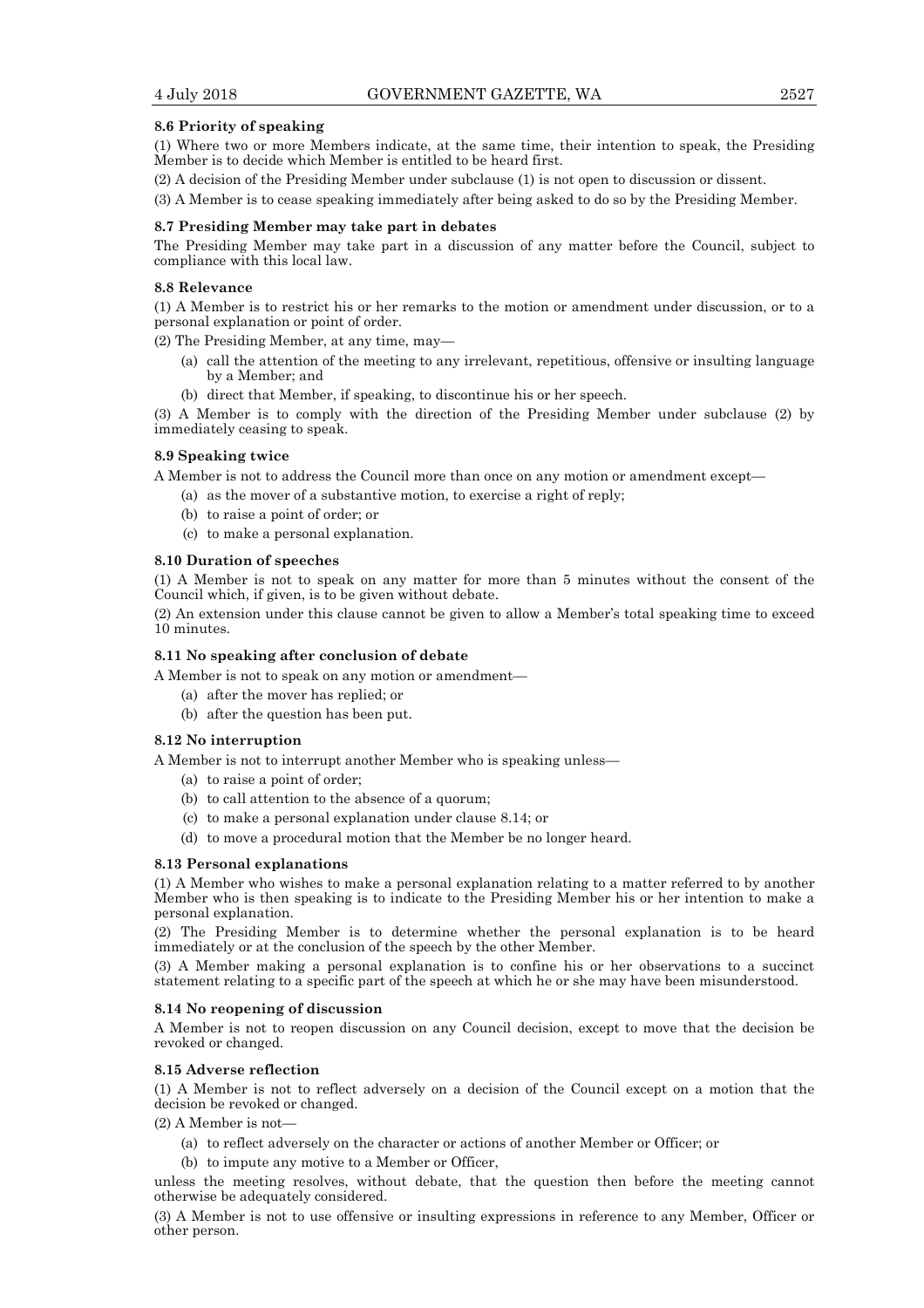#### 8.6 Priority of speaking

(1) Where two or more Members indicate, at the same time, their intention to speak, the Presiding Member is to decide which Member is entitled to be heard first.

(2) A decision of the Presiding Member under subclause (1) is not open to discussion or dissent.

(3) A Member is to cease speaking immediately after being asked to do so by the Presiding Member.

#### 8.7 Presiding Member may take part in debates

The Presiding Member may take part in a discussion of any matter before the Council, subject to compliance with this local law.

#### 8.8 Relevance

(1) A Member is to restrict his or her remarks to the motion or amendment under discussion, or to a personal explanation or point of order.

(2) The Presiding Member, at any time, may—

- (a) call the attention of the meeting to any irrelevant, repetitious, offensive or insulting language by a Member; and
- (b) direct that Member, if speaking, to discontinue his or her speech.

(3) A Member is to comply with the direction of the Presiding Member under subclause (2) by immediately ceasing to speak.

#### 8.9 Speaking twice

A Member is not to address the Council more than once on any motion or amendment except—

- (a) as the mover of a substantive motion, to exercise a right of reply;
- (b) to raise a point of order; or
- (c) to make a personal explanation.

#### 8.10 Duration of speeches

(1) A Member is not to speak on any matter for more than 5 minutes without the consent of the Council which, if given, is to be given without debate.

(2) An extension under this clause cannot be given to allow a Member's total speaking time to exceed 10 minutes.

#### 8.11 No speaking after conclusion of debate

A Member is not to speak on any motion or amendment—

- (a) after the mover has replied; or
- (b) after the question has been put.

#### 8.12 No interruption

A Member is not to interrupt another Member who is speaking unless—

- (a) to raise a point of order;
- (b) to call attention to the absence of a quorum;
- (c) to make a personal explanation under clause 8.14; or
- (d) to move a procedural motion that the Member be no longer heard.

#### 8.13 Personal explanations

(1) A Member who wishes to make a personal explanation relating to a matter referred to by another Member who is then speaking is to indicate to the Presiding Member his or her intention to make a personal explanation.

(2) The Presiding Member is to determine whether the personal explanation is to be heard immediately or at the conclusion of the speech by the other Member.

(3) A Member making a personal explanation is to confine his or her observations to a succinct statement relating to a specific part of the speech at which he or she may have been misunderstood.

#### 8.14 No reopening of discussion

A Member is not to reopen discussion on any Council decision, except to move that the decision be revoked or changed.

#### 8.15 Adverse reflection

(1) A Member is not to reflect adversely on a decision of the Council except on a motion that the decision be revoked or changed.

(2) A Member is not—

- (a) to reflect adversely on the character or actions of another Member or Officer; or
- (b) to impute any motive to a Member or Officer,

unless the meeting resolves, without debate, that the question then before the meeting cannot otherwise be adequately considered.

(3) A Member is not to use offensive or insulting expressions in reference to any Member, Officer or other person.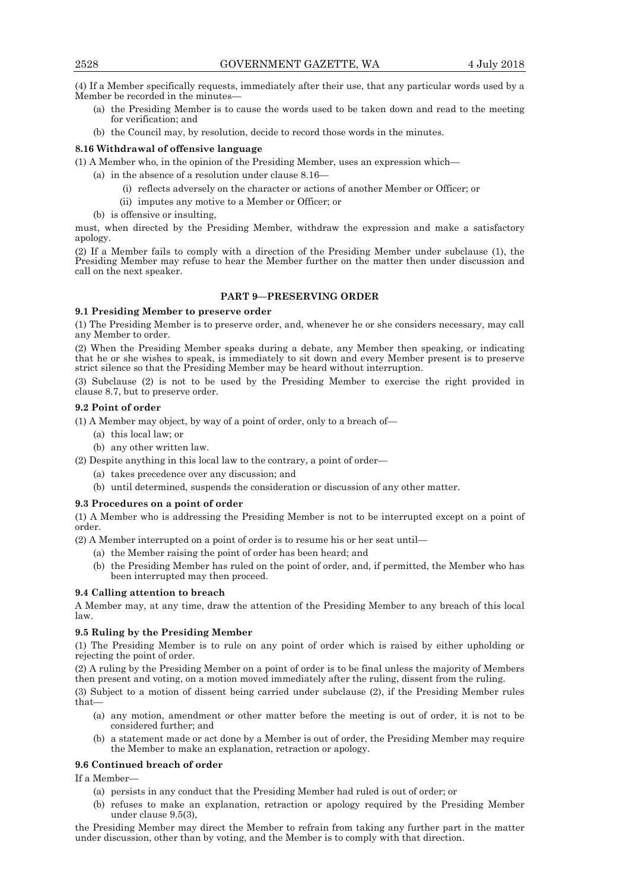(4) If a Member specifically requests, immediately after their use, that any particular words used by a Member be recorded in the minutes—

(a) the Presiding Member is to cause the words used to be taken down and read to the meeting for verification; and

(b) the Council may, by resolution, decide to record those words in the minutes.

**8.16 Withdrawal of offensive language**

(1) A Member who, in the opinion of the Presiding Member, uses an expression which—

(a) in the absence of a resolution under clause 8.16—

(i) reflects adversely on the character or actions of another Member or Officer; or

(ii) imputes any motive to a Member or Officer; or

(b) is offensive or insulting,

must, when directed by the Presiding Member, withdraw the expression and make a satisfactory apology.

(2) If a Member fails to comply with a direction of the Presiding Member under subclause (1), the Presiding Member may refuse to hear the Member further on the matter then under discussion and call on the next speaker.

## PART 9—PRESERVING ORDER

**9.1 Presiding Member to preserve order**

(1) The Presiding Member is to preserve order, and, whenever he or she considers necessary, may call any Member to order.

(2) When the Presiding Member speaks during a debate, any Member then speaking, or indicating that he or she wishes to speak, is immediately to sit down and every Member present is to preserve strict silence so that the Presiding Member may be heard without interruption.

(3) Subclause (2) is not to be used by the Presiding Member to exercise the right provided in clause 8.7, but to preserve order.

**9.2 Point of order**

(1) A Member may object, by way of a point of order, only to a breach of—

(a) this local law; or

(b) any other written law.

(2) Despite anything in this local law to the contrary, a point of order—

(a) takes precedence over any discussion; and

(b) until determined, suspends the consideration or discussion of any other matter.

**9.3 Procedures on a point of order**

(1) A Member who is addressing the Presiding Member is not to be interrupted except on a point of order.

(2) A Member interrupted on a point of order is to resume his or her seat until—

(a) the Member raising the point of order has been heard; and

(b) the Presiding Member has ruled on the point of order, and, if permitted, the Member who has been interrupted may then proceed.

**9.4 Calling attention to breach**

A Member may, at any time, draw the attention of the Presiding Member to any breach of this local law.

**9.5 Ruling by the Presiding Member**

(1) The Presiding Member is to rule on any point of order which is raised by either upholding or rejecting the point of order.

(2) A ruling by the Presiding Member on a point of order is to be final unless the majority of Members then present and voting, on a motion moved immediately after the ruling, dissent from the ruling.

(3) Subject to a motion of dissent being carried under subclause (2), if the Presiding Member rules that—

(a) any motion, amendment or other matter before the meeting is out of order, it is not to be considered further; and

(b) a statement made or act done by a Member is out of order, the Presiding Member may require the Member to make an explanation, retraction or apology.

**9.6 Continued breach of order**

If a Member—

(a) persists in any conduct that the Presiding Member had ruled is out of order; or

(b) refuses to make an explanation, retraction or apology required by the Presiding Member under clause 9.5(3),

the Presiding Member may direct the Member to refrain from taking any further part in the matter under discussion, other than by voting, and the Member is to comply with that direction.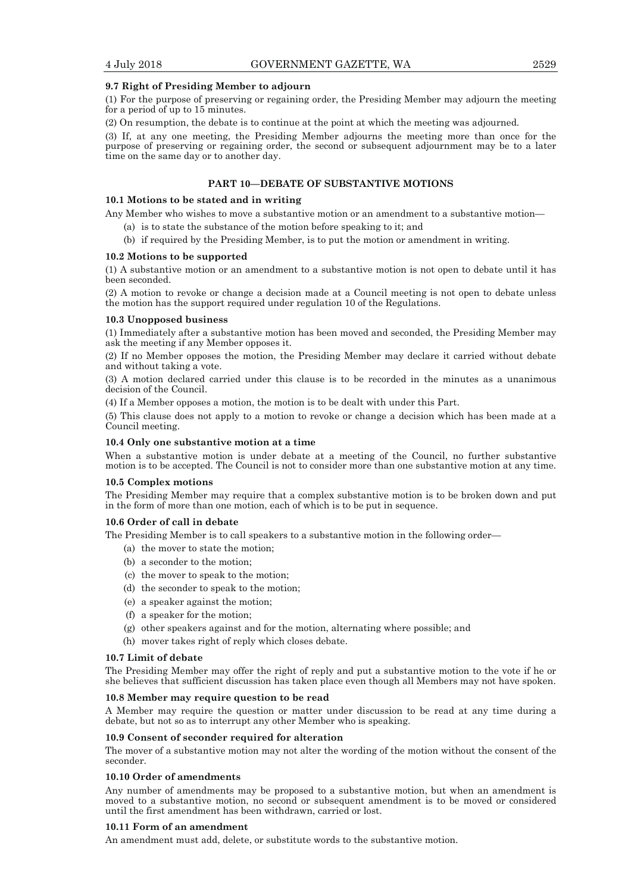**9.7 Right of Presiding Member to adjourn**

(1) For the purpose of preserving or regaining order, the Presiding Member may adjourn the meeting for a period of up to 15 minutes.

(2) On resumption, the debate is to continue at the point at which the meeting was adjourned.

(3) If, at any one meeting, the Presiding Member adjourns the meeting more than once for the purpose of preserving or regaining order, the second or subsequent adjournment may be to a later time on the same day or to another day.

## PART 10—DEBATE OF SUBSTANTIVE MOTIONS

**10.1 Motions to be stated and in writing**

Any Member who wishes to move a substantive motion or an amendment to a substantive motion—

(a) is to state the substance of the motion before speaking to it; and

(b) if required by the Presiding Member, is to put the motion or amendment in writing.

**10.2 Motions to be supported**

(1) A substantive motion or an amendment to a substantive motion is not open to debate until it has been seconded.

(2) A motion to revoke or change a decision made at a Council meeting is not open to debate unless the motion has the support required under regulation 10 of the Regulations.

**10.3 Unopposed business**

(1) Immediately after a substantive motion has been moved and seconded, the Presiding Member may ask the meeting if any Member opposes it.

(2) If no Member opposes the motion, the Presiding Member may declare it carried without debate and without taking a vote.

(3) A motion declared carried under this clause is to be recorded in the minutes as a unanimous decision of the Council.

(4) If a Member opposes a motion, the motion is to be dealt with under this Part.

(5) This clause does not apply to a motion to revoke or change a decision which has been made at a Council meeting.

**10.4 Only one substantive motion at a time**

When a substantive motion is under debate at a meeting of the Council, no further substantive motion is to be accepted. The Council is not to consider more than one substantive motion at any time.

**10.5 Complex motions**

The Presiding Member may require that a complex substantive motion is to be broken down and put in the form of more than one motion, each of which is to be put in sequence.

**10.6 Order of call in debate**

The Presiding Member is to call speakers to a substantive motion in the following order—

(a) the mover to state the motion;

(b) a seconder to the motion;

(c) the mover to speak to the motion;

(d) the seconder to speak to the motion;

(e) a speaker against the motion;

(f) a speaker for the motion;

(g) other speakers against and for the motion, alternating where possible; and

(h) mover takes right of reply which closes debate.

**10.7 Limit of debate**

The Presiding Member may offer the right of reply and put a substantive motion to the vote if he or she believes that sufficient discussion has taken place even though all Members may not have spoken.

**10.8 Member may require question to be read**

A Member may require the question or matter under discussion to be read at any time during a debate, but not so as to interrupt any other Member who is speaking.

**10.9 Consent of seconder required for alteration**

The mover of a substantive motion may not alter the wording of the motion without the consent of the seconder.

**10.10 Order of amendments**

Any number of amendments may be proposed to a substantive motion, but when an amendment is moved to a substantive motion, no second or subsequent amendment is to be moved or considered until the first amendment has been withdrawn, carried or lost.

**10.11 Form of an amendment**

An amendment must add, delete, or substitute words to the substantive motion.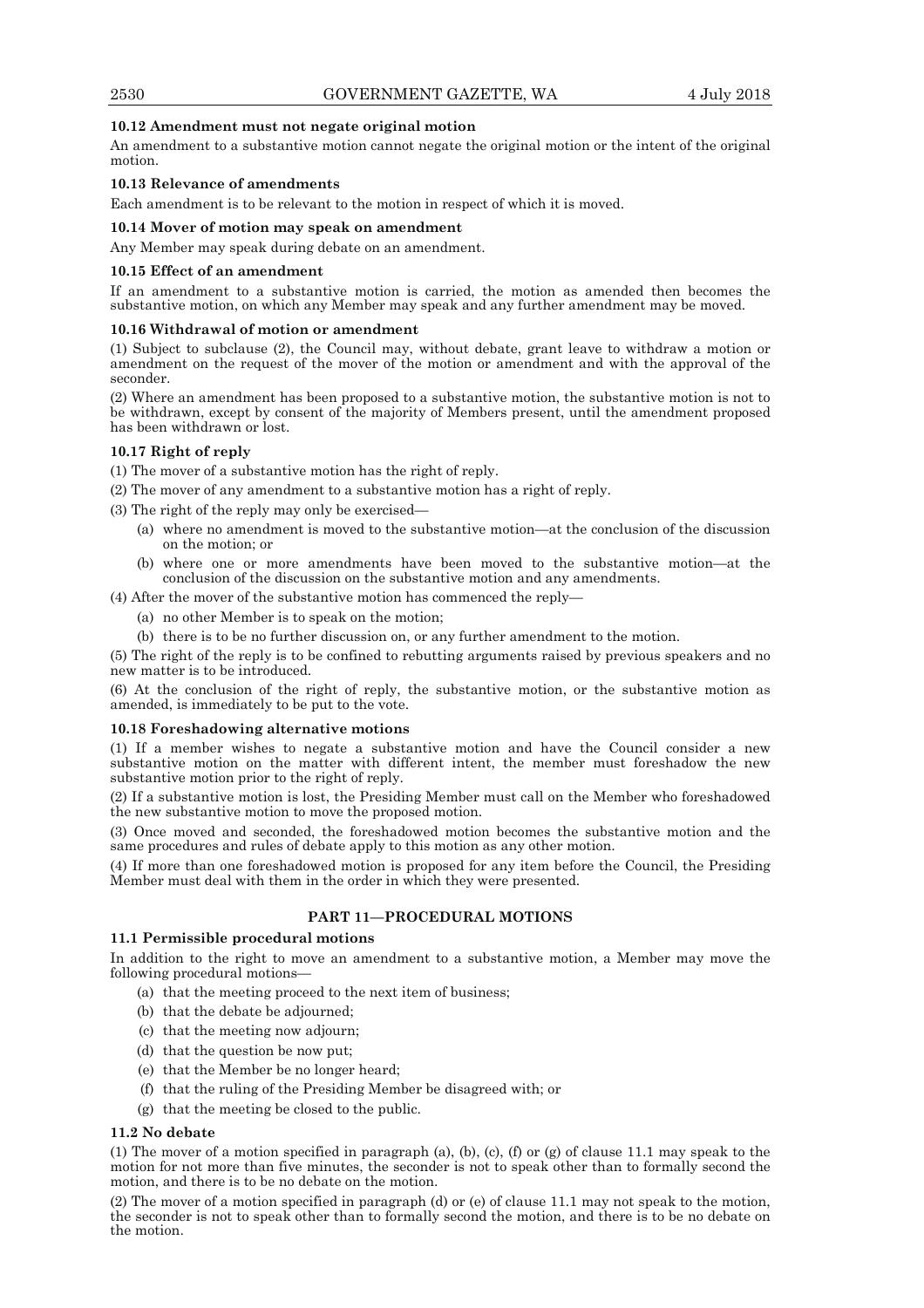#### 10.12 Amendment must not negate original motion

An amendment to a substantive motion cannot negate the original motion or the intent of the original motion.

#### 10.13 Relevance of amendments

Each amendment is to be relevant to the motion in respect of which it is moved.

#### 10.14 Mover of motion may speak on amendment

Any Member may speak during debate on an amendment.

#### 10.15 Effect of an amendment

If an amendment to a substantive motion is carried, the motion as amended then becomes the substantive motion, on which any Member may speak and any further amendment may be moved.

#### 10.16 Withdrawal of motion or amendment

(1) Subject to subclause (2), the Council may, without debate, grant leave to withdraw a motion or amendment on the request of the mover of the motion or amendment and with the approval of the seconder.

(2) Where an amendment has been proposed to a substantive motion, the substantive motion is not to be withdrawn, except by consent of the majority of Members present, until the amendment proposed has been withdrawn or lost.

#### 10.17 Right of reply

(1) The mover of a substantive motion has the right of reply.

(2) The mover of any amendment to a substantive motion has a right of reply.

(3) The right of the reply may only be exercised—

- (a) where no amendment is moved to the substantive motion—at the conclusion of the discussion on the motion; or
- (b) where one or more amendments have been moved to the substantive motion—at the conclusion of the discussion on the substantive motion and any amendments.

(4) After the mover of the substantive motion has commenced the reply—

- (a) no other Member is to speak on the motion;
- (b) there is to be no further discussion on, or any further amendment to the motion.

(5) The right of the reply is to be confined to rebutting arguments raised by previous speakers and no new matter is to be introduced.

(6) At the conclusion of the right of reply, the substantive motion, or the substantive motion as amended, is immediately to be put to the vote.

#### 10.18 Foreshadowing alternative motions

(1) If a member wishes to negate a substantive motion and have the Council consider a new substantive motion on the matter with different intent, the member must foreshadow the new substantive motion prior to the right of reply.

(2) If a substantive motion is lost, the Presiding Member must call on the Member who foreshadowed the new substantive motion to move the proposed motion.

(3) Once moved and seconded, the foreshadowed motion becomes the substantive motion and the same procedures and rules of debate apply to this motion as any other motion.

(4) If more than one foreshadowed motion is proposed for any item before the Council, the Presiding Member must deal with them in the order in which they were presented.

### PART 11—PROCEDURAL MOTIONS

#### 11.1 Permissible procedural motions

In addition to the right to move an amendment to a substantive motion, a Member may move the following procedural motions—

- (a) that the meeting proceed to the next item of business;
- (b) that the debate be adjourned;
- (c) that the meeting now adjourn;
- (d) that the question be now put;
- (e) that the Member be no longer heard;
- (f) that the ruling of the Presiding Member be disagreed with; or
- (g) that the meeting be closed to the public.

#### 11.2 No debate

(1) The mover of a motion specified in paragraph (a), (b), (c), (f) or (g) of clause 11.1 may speak to the motion for not more than five minutes, the seconder is not to speak other than to formally second the motion, and there is to be no debate on the motion.

(2) The mover of a motion specified in paragraph (d) or (e) of clause 11.1 may not speak to the motion, the seconder is not to speak other than to formally second the motion, and there is to be no debate on the motion.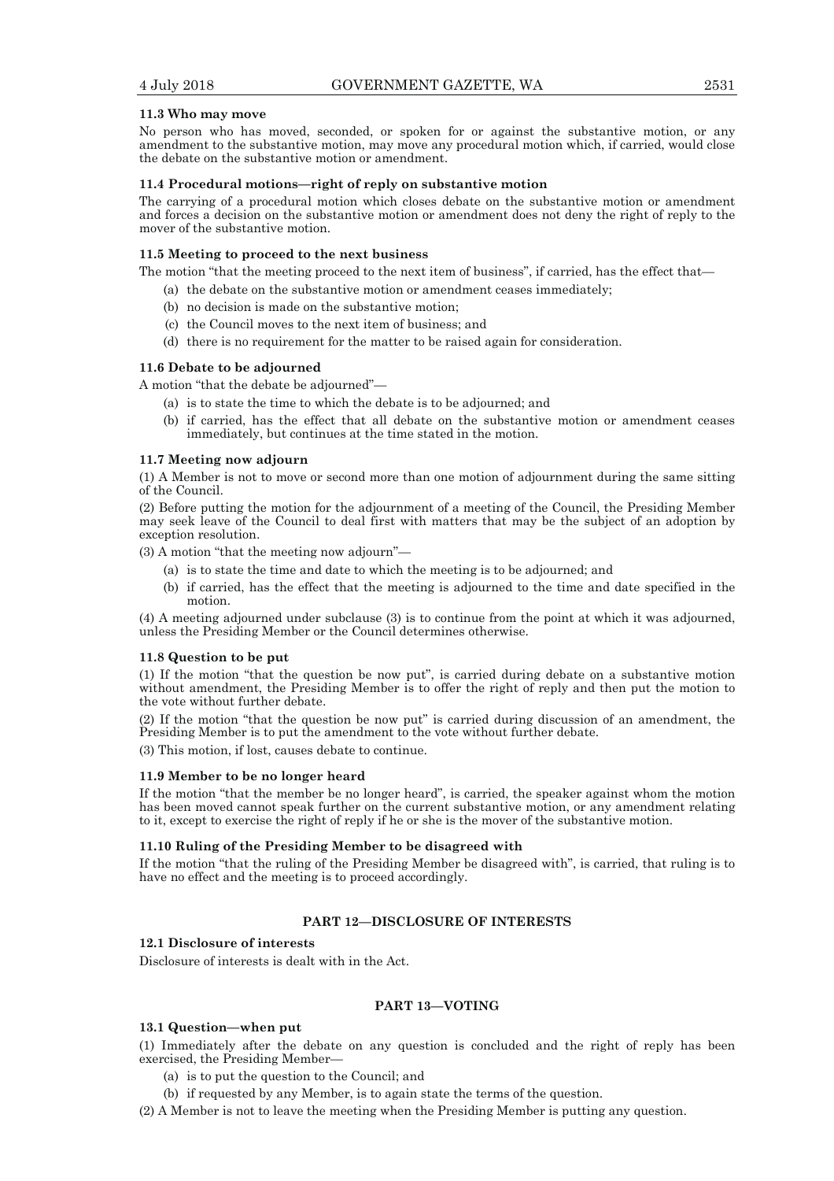**11.3 Who may move**

No person who has moved, seconded, or spoken for or against the substantive motion, or any amendment to the substantive motion, may move any procedural motion which, if carried, would close the debate on the substantive motion or amendment.

**11.4 Procedural motions—right of reply on substantive motion**

The carrying of a procedural motion which closes debate on the substantive motion or amendment and forces a decision on the substantive motion or amendment does not deny the right of reply to the mover of the substantive motion.

**11.5 Meeting to proceed to the next business**

The motion "that the meeting proceed to the next item of business", if carried, has the effect that—

(a) the debate on the substantive motion or amendment ceases immediately;

(b) no decision is made on the substantive motion;

(c) the Council moves to the next item of business; and

(d) there is no requirement for the matter to be raised again for consideration.

**11.6 Debate to be adjourned**

A motion "that the debate be adjourned"—

(a) is to state the time to which the debate is to be adjourned; and

(b) if carried, has the effect that all debate on the substantive motion or amendment ceases immediately, but continues at the time stated in the motion.

**11.7 Meeting now adjourn**

(1) A Member is not to move or second more than one motion of adjournment during the same sitting of the Council.

(2) Before putting the motion for the adjournment of a meeting of the Council, the Presiding Member may seek leave of the Council to deal first with matters that may be the subject of an adoption by exception resolution.

(3) A motion "that the meeting now adjourn"—

(a) is to state the time and date to which the meeting is to be adjourned; and

(b) if carried, has the effect that the meeting is adjourned to the time and date specified in the motion.

(4) A meeting adjourned under subclause (3) is to continue from the point at which it was adjourned, unless the Presiding Member or the Council determines otherwise.

**11.8 Question to be put**

(1) If the motion "that the question be now put", is carried during debate on a substantive motion without amendment, the Presiding Member is to offer the right of reply and then put the motion to the vote without further debate.

(2) If the motion "that the question be now put" is carried during discussion of an amendment, the Presiding Member is to put the amendment to the vote without further debate.

(3) This motion, if lost, causes debate to continue.

**11.9 Member to be no longer heard**

If the motion "that the member be no longer heard", is carried, the speaker against whom the motion has been moved cannot speak further on the current substantive motion, or any amendment relating to it, except to exercise the right of reply if he or she is the mover of the substantive motion.

**11.10 Ruling of the Presiding Member to be disagreed with**

If the motion "that the ruling of the Presiding Member be disagreed with", is carried, that ruling is to have no effect and the meeting is to proceed accordingly.

## PART 12—DISCLOSURE OF INTERESTS

**12.1 Disclosure of interests**

Disclosure of interests is dealt with in the Act.

## PART 13—VOTING

**13.1 Question—when put**

(1) Immediately after the debate on any question is concluded and the right of reply has been exercised, the Presiding Member—

(a) is to put the question to the Council; and

(b) if requested by any Member, is to again state the terms of the question.

(2) A Member is not to leave the meeting when the Presiding Member is putting any question.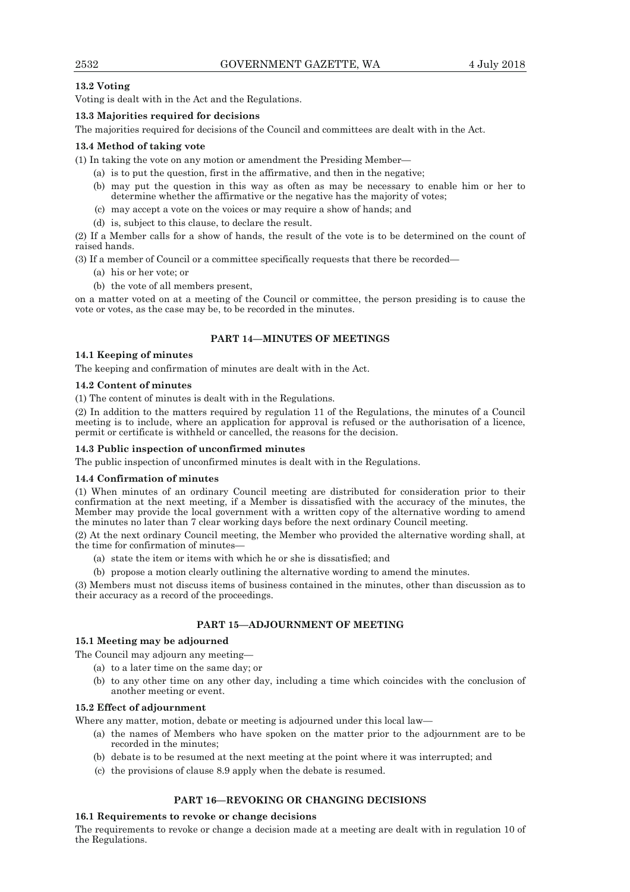**13.2 Voting**

Voting is dealt with in the Act and the Regulations.

**13.3 Majorities required for decisions**

The majorities required for decisions of the Council and committees are dealt with in the Act.

**13.4 Method of taking vote**

(1) In taking the vote on any motion or amendment the Presiding Member—

- (a) is to put the question, first in the affirmative, and then in the negative;
- (b) may put the question in this way as often as may be necessary to enable him or her to determine whether the affirmative or the negative has the majority of votes;
- (c) may accept a vote on the voices or may require a show of hands; and
- (d) is, subject to this clause, to declare the result.

(2) If a Member calls for a show of hands, the result of the vote is to be determined on the count of raised hands.

(3) If a member of Council or a committee specifically requests that there be recorded—

- (a) his or her vote; or
- (b) the vote of all members present,

on a matter voted on at a meeting of the Council or committee, the person presiding is to cause the vote or votes, as the case may be, to be recorded in the minutes.

## PART 14—MINUTES OF MEETINGS

**14.1 Keeping of minutes**

The keeping and confirmation of minutes are dealt with in the Act.

**14.2 Content of minutes**

(1) The content of minutes is dealt with in the Regulations.

(2) In addition to the matters required by regulation 11 of the Regulations, the minutes of a Council meeting is to include, where an application for approval is refused or the authorisation of a licence, permit or certificate is withheld or cancelled, the reasons for the decision.

**14.3 Public inspection of unconfirmed minutes**

The public inspection of unconfirmed minutes is dealt with in the Regulations.

**14.4 Confirmation of minutes**

(1) When minutes of an ordinary Council meeting are distributed for consideration prior to their confirmation at the next meeting, if a Member is dissatisfied with the accuracy of the minutes, the Member may provide the local government with a written copy of the alternative wording to amend the minutes no later than 7 clear working days before the next ordinary Council meeting.

(2) At the next ordinary Council meeting, the Member who provided the alternative wording shall, at the time for confirmation of minutes—

- (a) state the item or items with which he or she is dissatisfied; and
- (b) propose a motion clearly outlining the alternative wording to amend the minutes.

(3) Members must not discuss items of business contained in the minutes, other than discussion as to their accuracy as a record of the proceedings.

## PART 15—ADJOURNMENT OF MEETING

**15.1 Meeting may be adjourned**

The Council may adjourn any meeting—

- (a) to a later time on the same day; or
- (b) to any other time on any other day, including a time which coincides with the conclusion of another meeting or event.

**15.2 Effect of adjournment**

Where any matter, motion, debate or meeting is adjourned under this local law—

- (a) the names of Members who have spoken on the matter prior to the adjournment are to be recorded in the minutes;
- (b) debate is to be resumed at the next meeting at the point where it was interrupted; and
- (c) the provisions of clause 8.9 apply when the debate is resumed.

## PART 16—REVOKING OR CHANGING DECISIONS

**16.1 Requirements to revoke or change decisions**

The requirements to revoke or change a decision made at a meeting are dealt with in regulation 10 of the Regulations.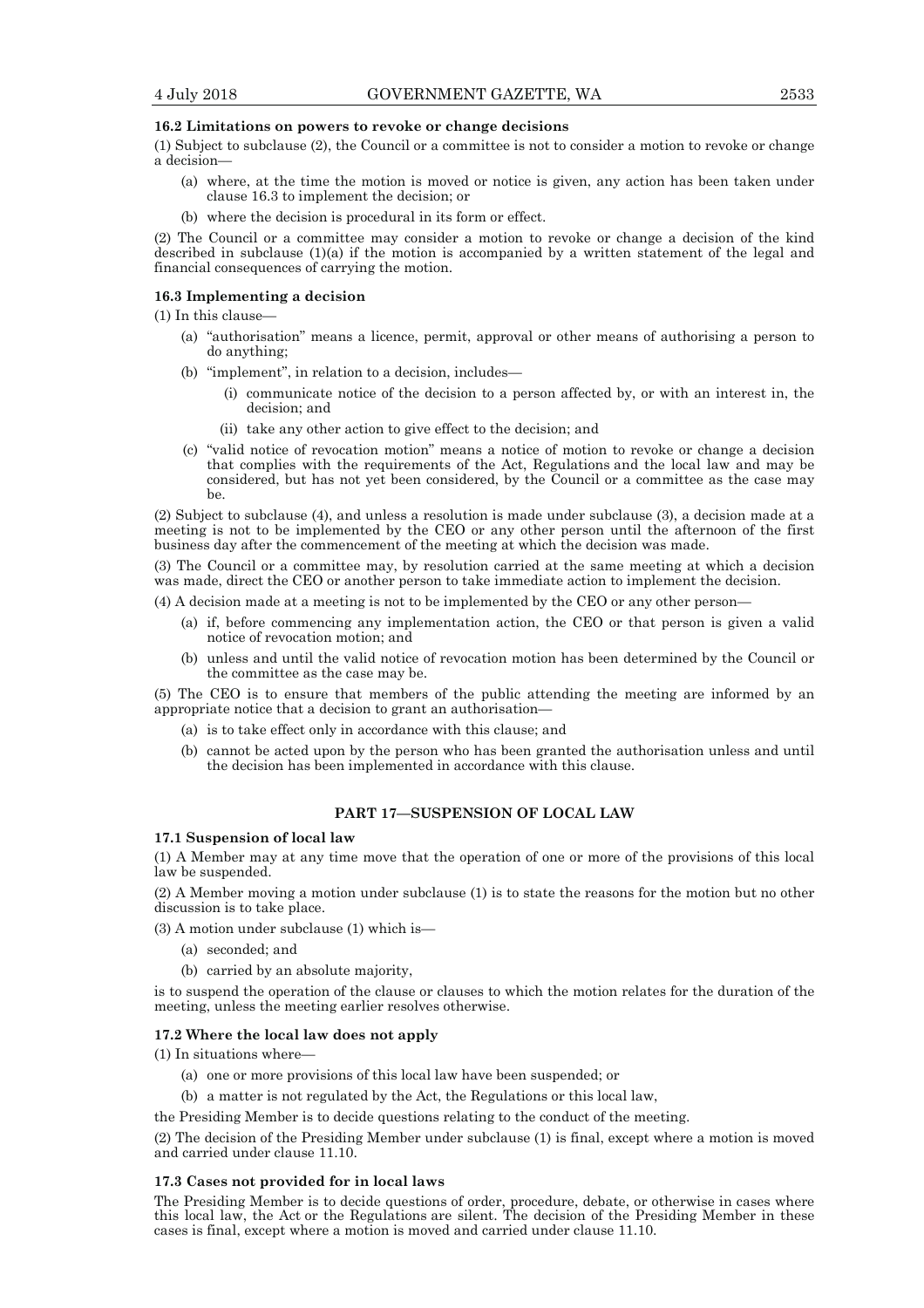### 16.2 Limitations on powers to revoke or change decisions

(1) Subject to subclause (2), the Council or a committee is not to consider a motion to revoke or change a decision—

- (a) where, at the time the motion is moved or notice is given, any action has been taken under clause 16.3 to implement the decision; or
- (b) where the decision is procedural in its form or effect.

(2) The Council or a committee may consider a motion to revoke or change a decision of the kind described in subclause (1)(a) if the motion is accompanied by a written statement of the legal and financial consequences of carrying the motion.

### 16.3 Implementing a decision

(1) In this clause—

- (a) "authorisation" means a licence, permit, approval or other means of authorising a person to do anything;
- (b) "implement", in relation to a decision, includes—
  - (i) communicate notice of the decision to a person affected by, or with an interest in, the decision; and
  - (ii) take any other action to give effect to the decision; and
- (c) "valid notice of revocation motion" means a notice of motion to revoke or change a decision that complies with the requirements of the Act, Regulations and the local law and may be considered, but has not yet been considered, by the Council or a committee as the case may be.

(2) Subject to subclause (4), and unless a resolution is made under subclause (3), a decision made at a meeting is not to be implemented by the CEO or any other person until the afternoon of the first business day after the commencement of the meeting at which the decision was made.

(3) The Council or a committee may, by resolution carried at the same meeting at which a decision was made, direct the CEO or another person to take immediate action to implement the decision.

(4) A decision made at a meeting is not to be implemented by the CEO or any other person—

- (a) if, before commencing any implementation action, the CEO or that person is given a valid notice of revocation motion; and
- (b) unless and until the valid notice of revocation motion has been determined by the Council or the committee as the case may be.

(5) The CEO is to ensure that members of the public attending the meeting are informed by an appropriate notice that a decision to grant an authorisation—

- (a) is to take effect only in accordance with this clause; and
- (b) cannot be acted upon by the person who has been granted the authorisation unless and until the decision has been implemented in accordance with this clause.

## PART 17—SUSPENSION OF LOCAL LAW

### 17.1 Suspension of local law

(1) A Member may at any time move that the operation of one or more of the provisions of this local law be suspended.

(2) A Member moving a motion under subclause (1) is to state the reasons for the motion but no other discussion is to take place.

(3) A motion under subclause (1) which is—

- (a) seconded; and
- (b) carried by an absolute majority,

is to suspend the operation of the clause or clauses to which the motion relates for the duration of the meeting, unless the meeting earlier resolves otherwise.

### 17.2 Where the local law does not apply

(1) In situations where—

- (a) one or more provisions of this local law have been suspended; or
- (b) a matter is not regulated by the Act, the Regulations or this local law,

the Presiding Member is to decide questions relating to the conduct of the meeting.

(2) The decision of the Presiding Member under subclause (1) is final, except where a motion is moved and carried under clause 11.10.

### 17.3 Cases not provided for in local laws

The Presiding Member is to decide questions of order, procedure, debate, or otherwise in cases where this local law, the Act or the Regulations are silent. The decision of the Presiding Member in these cases is final, except where a motion is moved and carried under clause 11.10.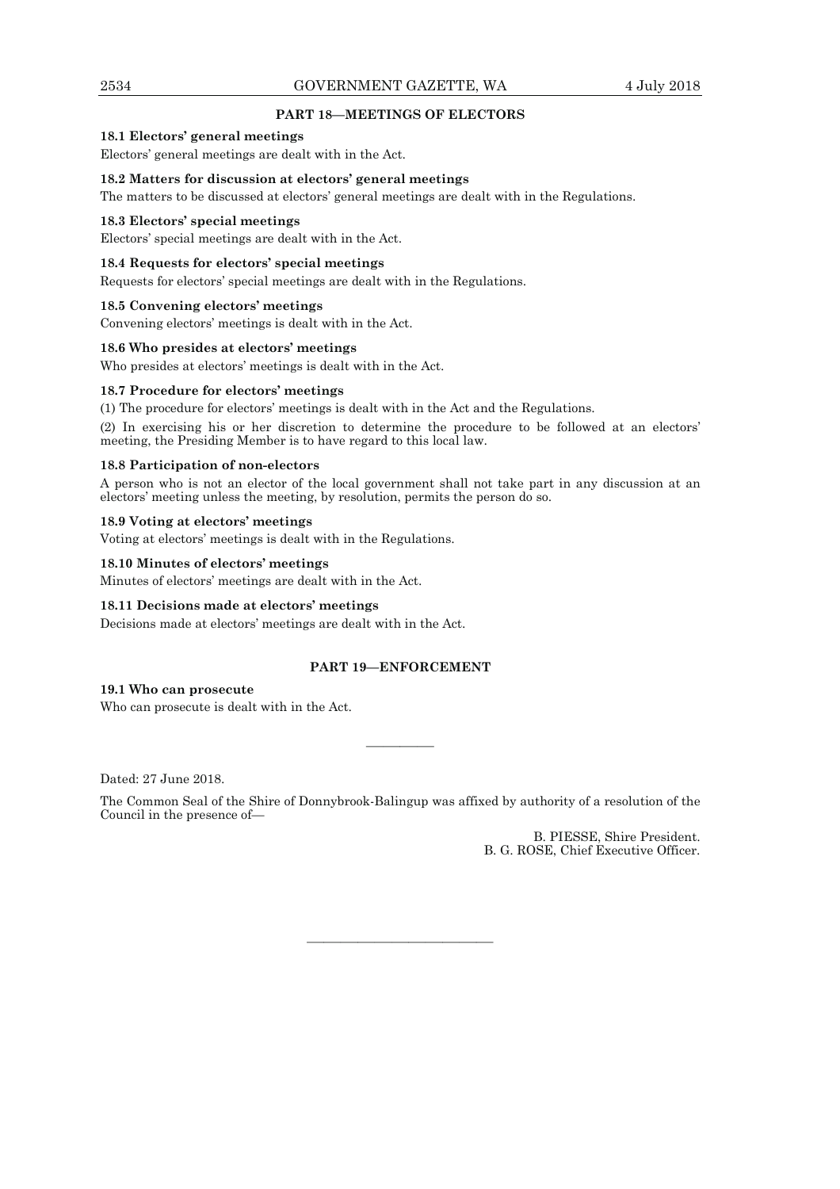## PART 18—MEETINGS OF ELECTORS

### 18.1 Electors' general meetings

Electors' general meetings are dealt with in the Act.

### 18.2 Matters for discussion at electors' general meetings

The matters to be discussed at electors' general meetings are dealt with in the Regulations.

### 18.3 Electors' special meetings

Electors' special meetings are dealt with in the Act.

### 18.4 Requests for electors' special meetings

Requests for electors' special meetings are dealt with in the Regulations.

### 18.5 Convening electors' meetings

Convening electors' meetings is dealt with in the Act.

### 18.6 Who presides at electors' meetings

Who presides at electors' meetings is dealt with in the Act.

### 18.7 Procedure for electors' meetings

(1) The procedure for electors' meetings is dealt with in the Act and the Regulations.

(2) In exercising his or her discretion to determine the procedure to be followed at an electors' meeting, the Presiding Member is to have regard to this local law.

### 18.8 Participation of non-electors

A person who is not an elector of the local government shall not take part in any discussion at an electors' meeting unless the meeting, by resolution, permits the person do so.

### 18.9 Voting at electors' meetings

Voting at electors' meetings is dealt with in the Regulations.

### 18.10 Minutes of electors' meetings

Minutes of electors' meetings are dealt with in the Act.

### 18.11 Decisions made at electors' meetings

Decisions made at electors' meetings are dealt with in the Act.

## PART 19—ENFORCEMENT

### 19.1 Who can prosecute

Who can prosecute is dealt with in the Act.

---

Dated: 27 June 2018.

The Common Seal of the Shire of Donnybrook-Balingup was affixed by authority of a resolution of the Council in the presence of—

B. PIESSE, Shire President.
B. G. ROSE, Chief Executive Officer.

---